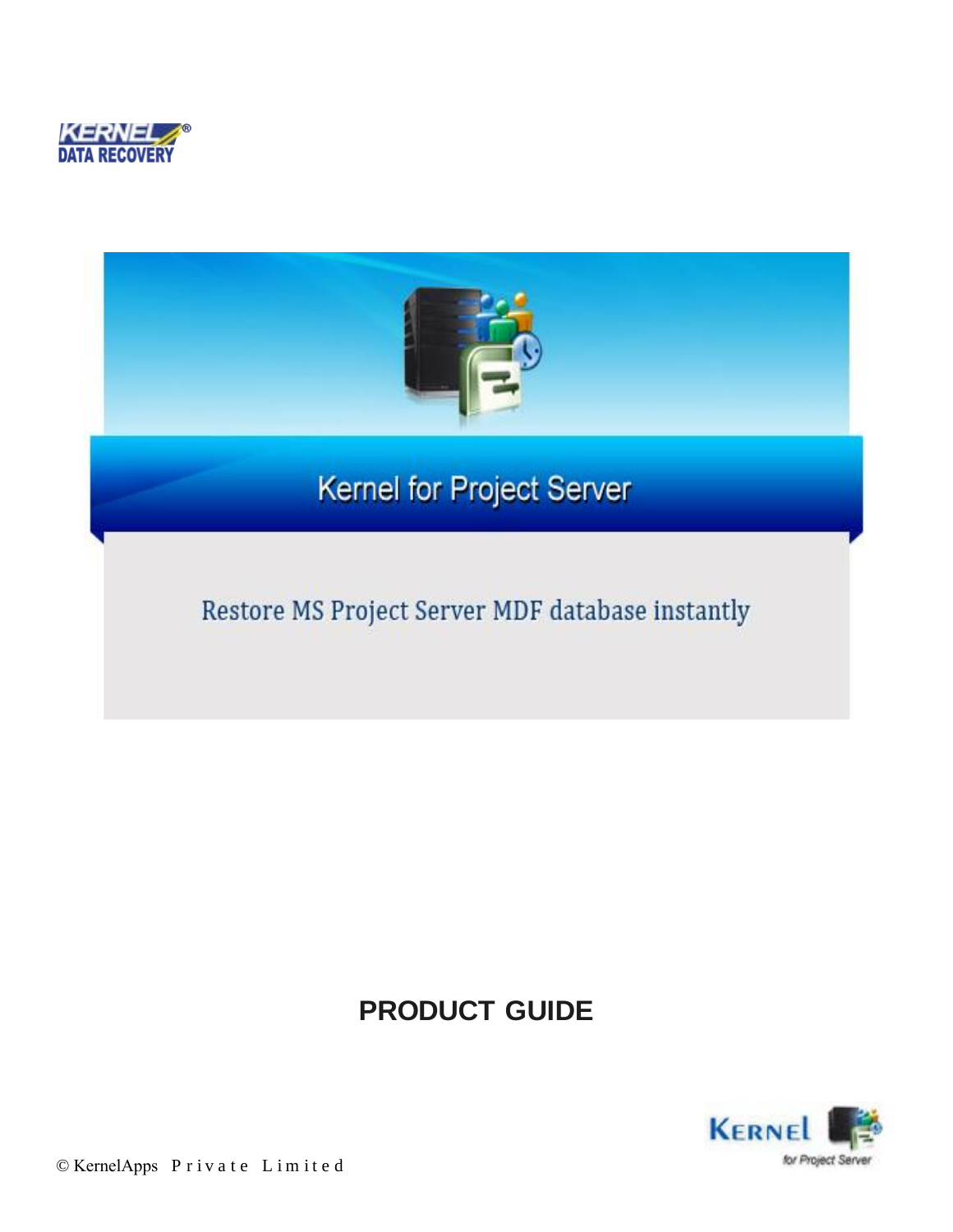KERNEL DATA RECOVERY

# Kernel for Project Server

Restore MS Project Server MDF database instantly

## PRODUCT GUIDE

© KernelApps Private Limited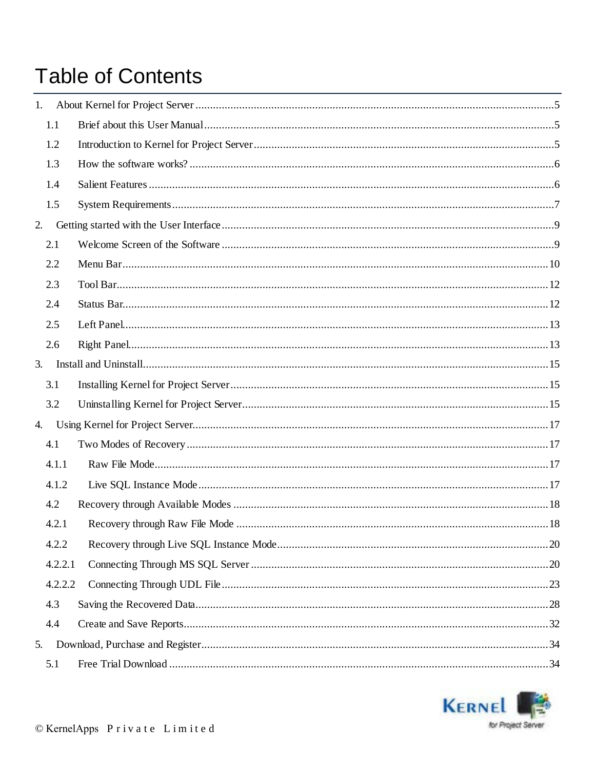# Table of Contents

1. About Kernel for Project Server .......... 5
   1.1 Brief about this User Manual .......... 5
   1.2 Introduction to Kernel for Project Server .......... 5
   1.3 How the software works? .......... 6
   1.4 Salient Features .......... 6
   1.5 System Requirements .......... 7
2. Getting started with the User Interface .......... 9
   2.1 Welcome Screen of the Software .......... 9
   2.2 Menu Bar .......... 10
   2.3 Tool Bar .......... 12
   2.4 Status Bar .......... 12
   2.5 Left Panel .......... 13
   2.6 Right Panel .......... 13
3. Install and Uninstall .......... 15
   3.1 Installing Kernel for Project Server .......... 15
   3.2 Uninstalling Kernel for Project Server .......... 15
4. Using Kernel for Project Server .......... 17
   4.1 Two Modes of Recovery .......... 17
   4.1.1 Raw File Mode .......... 17
   4.1.2 Live SQL Instance Mode .......... 17
   4.2 Recovery through Available Modes .......... 18
   4.2.1 Recovery through Raw File Mode .......... 18
   4.2.2 Recovery through Live SQL Instance Mode .......... 20
   4.2.2.1 Connecting Through MS SQL Server .......... 20
   4.2.2.2 Connecting Through UDL File .......... 23
   4.3 Saving the Recovered Data .......... 28
   4.4 Create and Save Reports .......... 32
5. Download, Purchase and Register .......... 34
   5.1 Free Trial Download .......... 34

© KernelApps Private Limited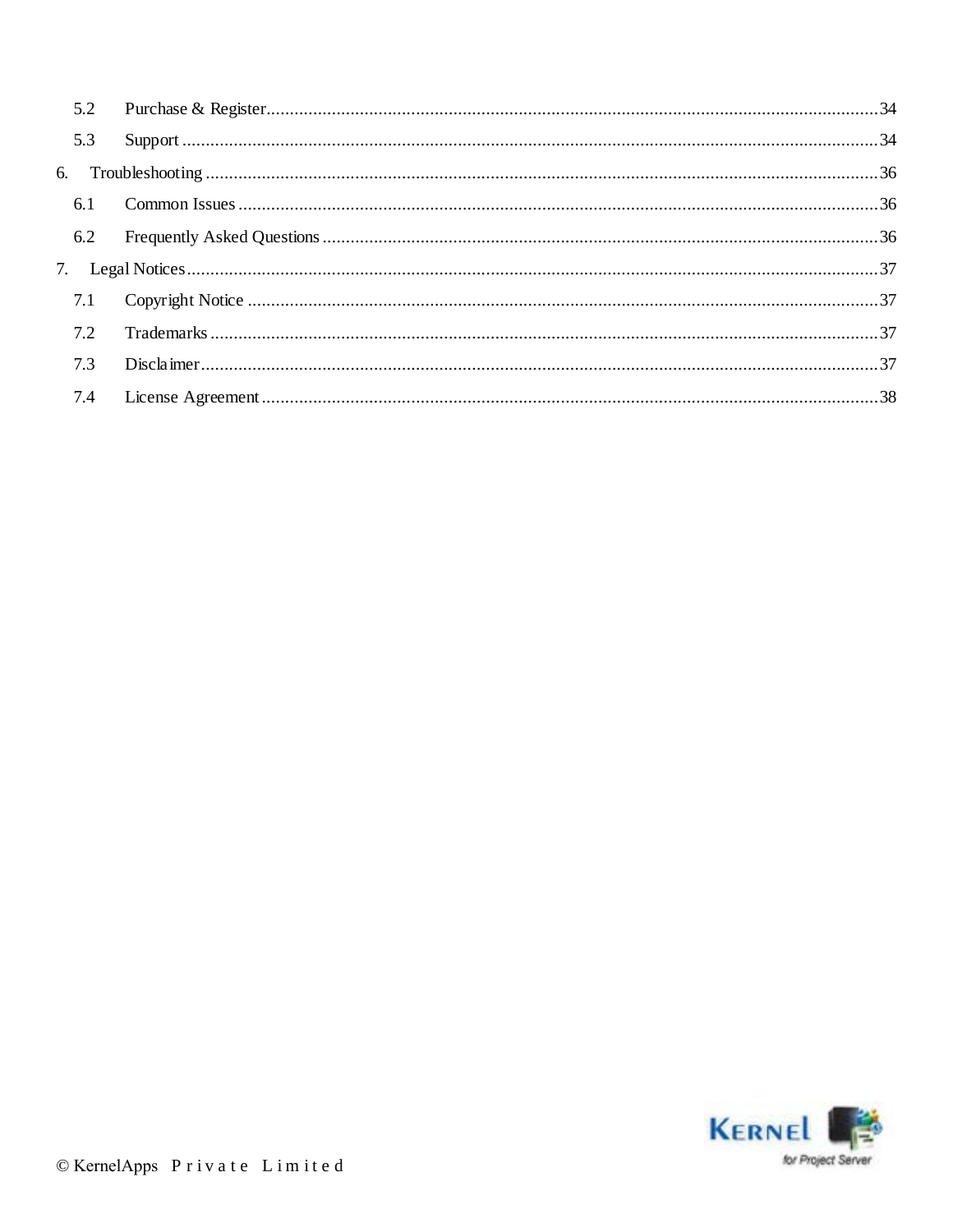5.2 Purchase & Register ........................................................ 34

5.3 Support ........................................................ 34

6. Troubleshooting ........................................................ 36

6.1 Common Issues ........................................................ 36

6.2 Frequently Asked Questions ........................................................ 36

7. Legal Notices ........................................................ 37

7.1 Copyright Notice ........................................................ 37

7.2 Trademarks ........................................................ 37

7.3 Disclaimer ........................................................ 37

7.4 License Agreement ........................................................ 38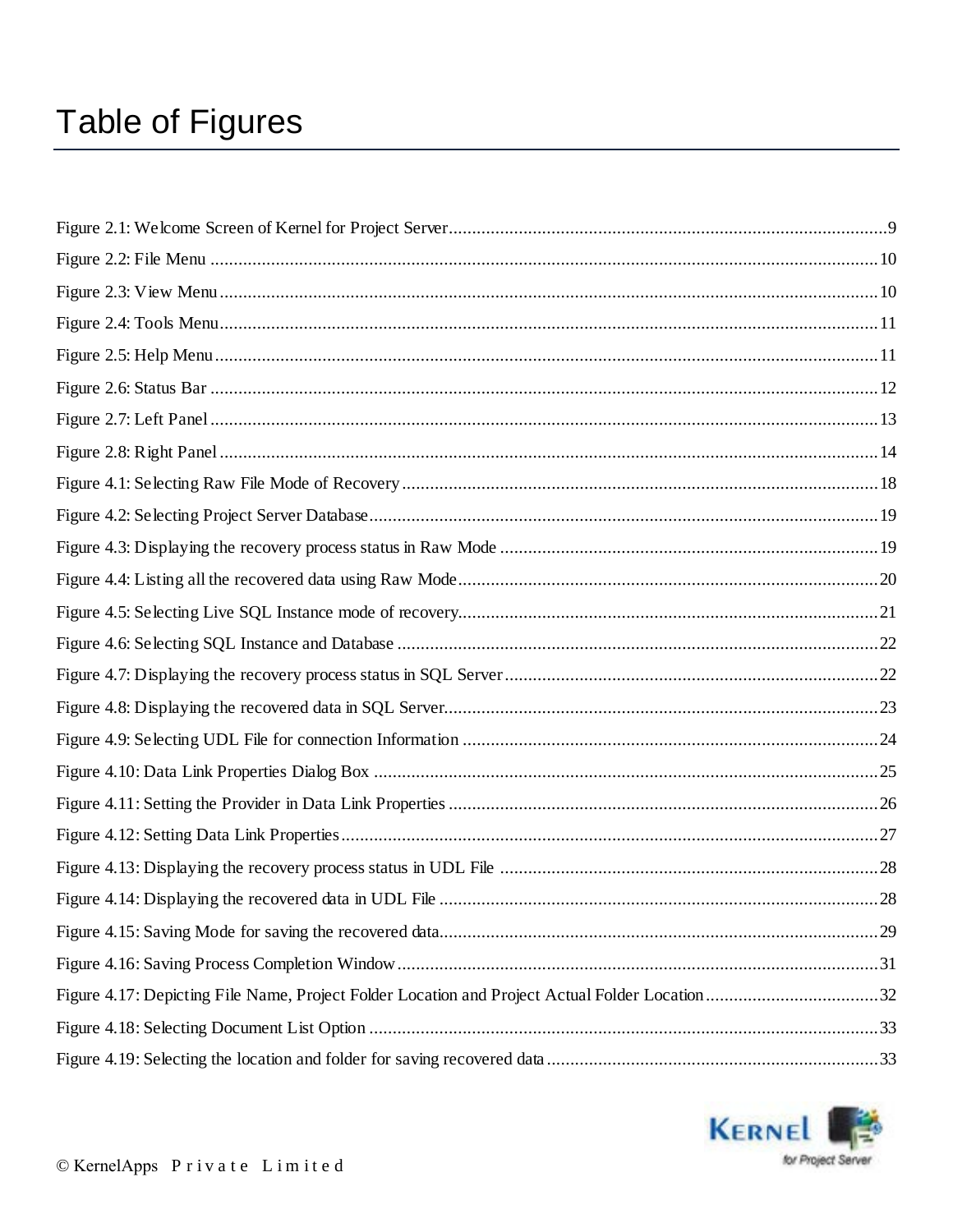# Table of Figures

Figure 2.1: Welcome Screen of Kernel for Project Server............................................................................................9
Figure 2.2: File Menu ..............................................................................................................................................10
Figure 2.3: View Menu............................................................................................................................................10
Figure 2.4: Tools Menu............................................................................................................................................11
Figure 2.5: Help Menu.............................................................................................................................................11
Figure 2.6: Status Bar ..............................................................................................................................................12
Figure 2.7: Left Panel ..............................................................................................................................................13
Figure 2.8: Right Panel ............................................................................................................................................14
Figure 4.1: Selecting Raw File Mode of Recovery.....................................................................................................18
Figure 4.2: Selecting Project Server Database............................................................................................................19
Figure 4.3: Displaying the recovery process status in Raw Mode .................................................................................19
Figure 4.4: Listing all the recovered data using Raw Mode..........................................................................................20
Figure 4.5: Selecting Live SQL Instance mode of recovery..........................................................................................21
Figure 4.6: Selecting SQL Instance and Database .......................................................................................................22
Figure 4.7: Displaying the recovery process status in SQL Server................................................................................22
Figure 4.8: Displaying the recovered data in SQL Server.............................................................................................23
Figure 4.9: Selecting UDL File for connection Information .........................................................................................24
Figure 4.10: Data Link Properties Dialog Box ............................................................................................................25
Figure 4.11: Setting the Provider in Data Link Properties ............................................................................................26
Figure 4.12: Setting Data Link Properties...................................................................................................................27
Figure 4.13: Displaying the recovery process status in UDL File .................................................................................28
Figure 4.14: Displaying the recovered data in UDL File .............................................................................................28
Figure 4.15: Saving Mode for saving the recovered data.............................................................................................29
Figure 4.16: Saving Process Completion Window.......................................................................................................31
Figure 4.17: Depicting File Name, Project Folder Location and Project Actual Folder Location.....................................32
Figure 4.18: Selecting Document List Option .............................................................................................................33
Figure 4.19: Selecting the location and folder for saving recovered data......................................................................33

© KernelApps Private Limited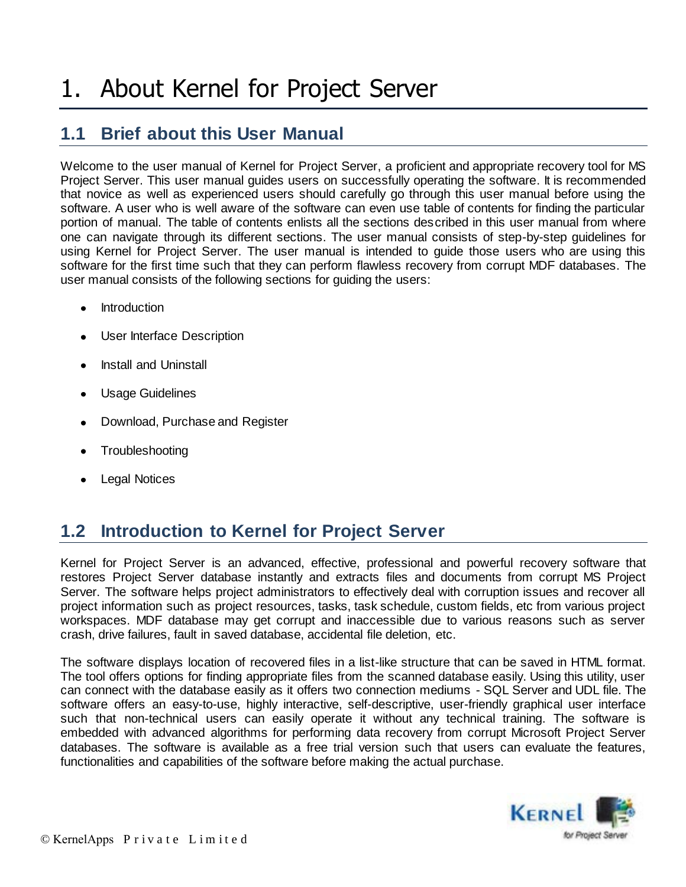# 1. About Kernel for Project Server

## 1.1 Brief about this User Manual

Welcome to the user manual of Kernel for Project Server, a proficient and appropriate recovery tool for MS Project Server. This user manual guides users on successfully operating the software. It is recommended that novice as well as experienced users should carefully go through this user manual before using the software. A user who is well aware of the software can even use table of contents for finding the particular portion of manual. The table of contents enlists all the sections described in this user manual from where one can navigate through its different sections. The user manual consists of step-by-step guidelines for using Kernel for Project Server. The user manual is intended to guide those users who are using this software for the first time such that they can perform flawless recovery from corrupt MDF databases. The user manual consists of the following sections for guiding the users:

- Introduction
- User Interface Description
- Install and Uninstall
- Usage Guidelines
- Download, Purchase and Register
- Troubleshooting
- Legal Notices

## 1.2 Introduction to Kernel for Project Server

Kernel for Project Server is an advanced, effective, professional and powerful recovery software that restores Project Server database instantly and extracts files and documents from corrupt MS Project Server. The software helps project administrators to effectively deal with corruption issues and recover all project information such as project resources, tasks, task schedule, custom fields, etc from various project workspaces. MDF database may get corrupt and inaccessible due to various reasons such as server crash, drive failures, fault in saved database, accidental file deletion, etc.

The software displays location of recovered files in a list-like structure that can be saved in HTML format. The tool offers options for finding appropriate files from the scanned database easily. Using this utility, user can connect with the database easily as it offers two connection mediums - SQL Server and UDL file. The software offers an easy-to-use, highly interactive, self-descriptive, user-friendly graphical user interface such that non-technical users can easily operate it without any technical training. The software is embedded with advanced algorithms for performing data recovery from corrupt Microsoft Project Server databases. The software is available as a free trial version such that users can evaluate the features, functionalities and capabilities of the software before making the actual purchase.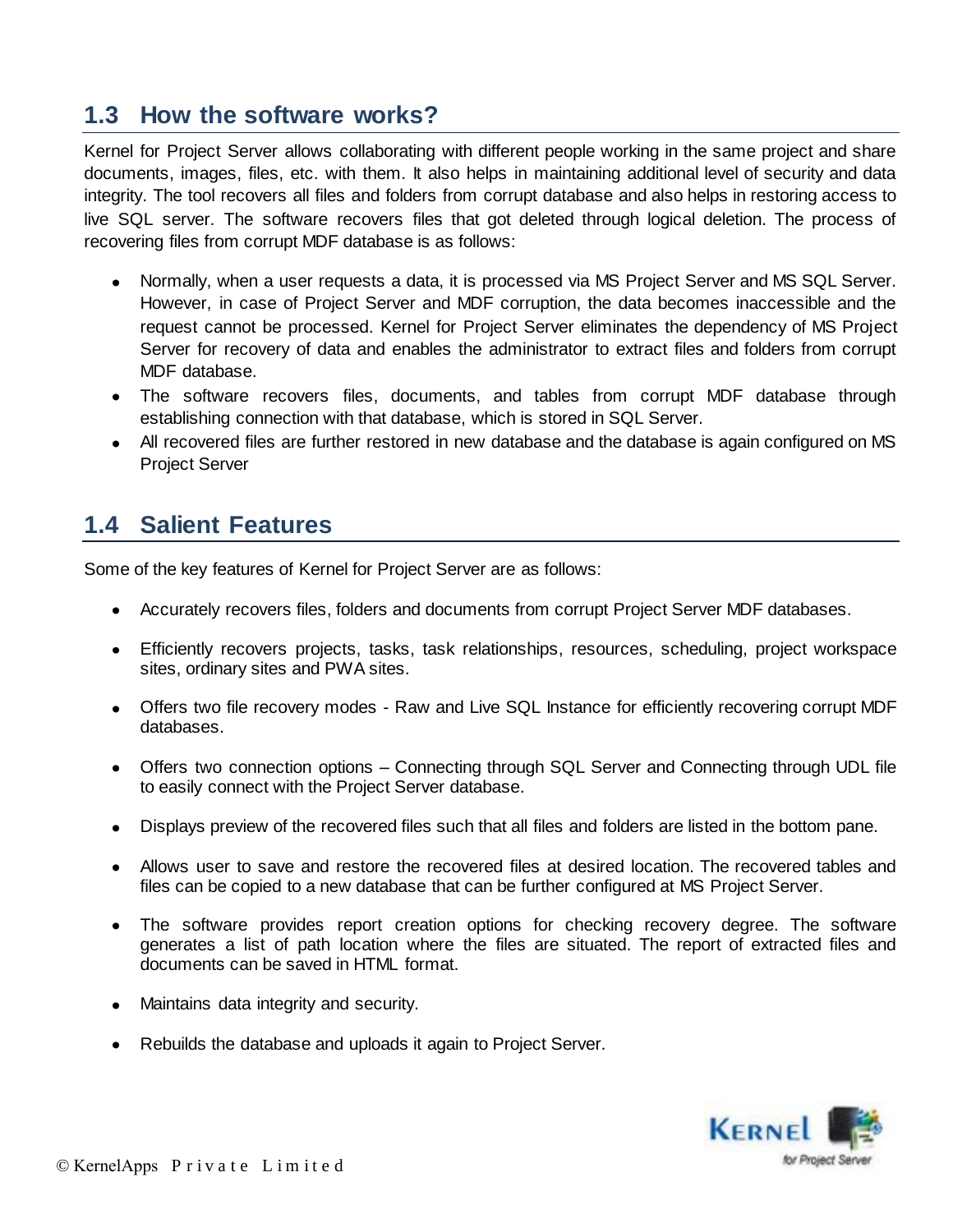## 1.3 How the software works?

Kernel for Project Server allows collaborating with different people working in the same project and share documents, images, files, etc. with them. It also helps in maintaining additional level of security and data integrity. The tool recovers all files and folders from corrupt database and also helps in restoring access to live SQL server. The software recovers files that got deleted through logical deletion. The process of recovering files from corrupt MDF database is as follows:

- Normally, when a user requests a data, it is processed via MS Project Server and MS SQL Server. However, in case of Project Server and MDF corruption, the data becomes inaccessible and the request cannot be processed. Kernel for Project Server eliminates the dependency of MS Project Server for recovery of data and enables the administrator to extract files and folders from corrupt MDF database.
- The software recovers files, documents, and tables from corrupt MDF database through establishing connection with that database, which is stored in SQL Server.
- All recovered files are further restored in new database and the database is again configured on MS Project Server

## 1.4 Salient Features

Some of the key features of Kernel for Project Server are as follows:

- Accurately recovers files, folders and documents from corrupt Project Server MDF databases.
- Efficiently recovers projects, tasks, task relationships, resources, scheduling, project workspace sites, ordinary sites and PWA sites.
- Offers two file recovery modes - Raw and Live SQL Instance for efficiently recovering corrupt MDF databases.
- Offers two connection options – Connecting through SQL Server and Connecting through UDL file to easily connect with the Project Server database.
- Displays preview of the recovered files such that all files and folders are listed in the bottom pane.
- Allows user to save and restore the recovered files at desired location. The recovered tables and files can be copied to a new database that can be further configured at MS Project Server.
- The software provides report creation options for checking recovery degree. The software generates a list of path location where the files are situated. The report of extracted files and documents can be saved in HTML format.
- Maintains data integrity and security.
- Rebuilds the database and uploads it again to Project Server.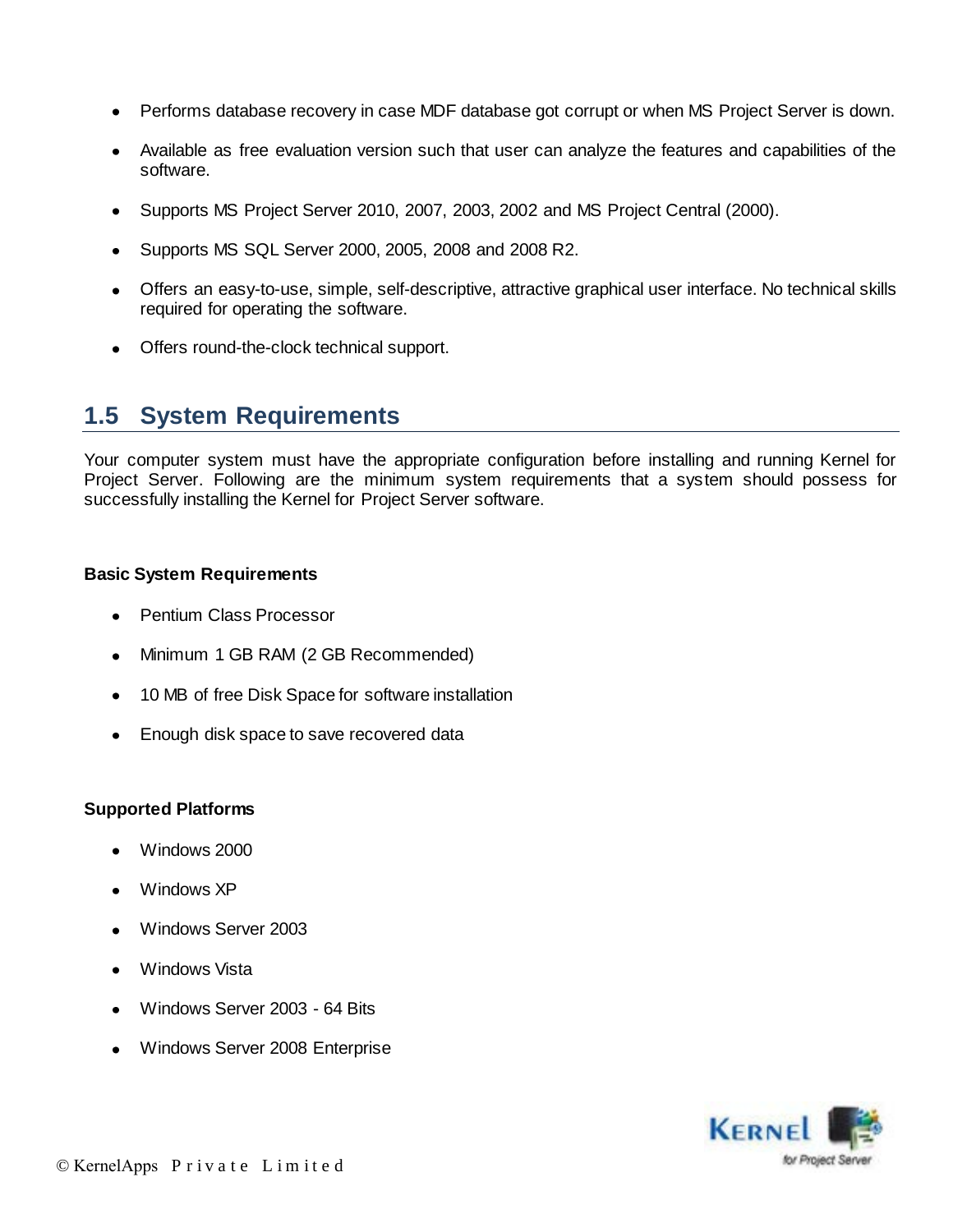- Performs database recovery in case MDF database got corrupt or when MS Project Server is down.
- Available as free evaluation version such that user can analyze the features and capabilities of the software.
- Supports MS Project Server 2010, 2007, 2003, 2002 and MS Project Central (2000).
- Supports MS SQL Server 2000, 2005, 2008 and 2008 R2.
- Offers an easy-to-use, simple, self-descriptive, attractive graphical user interface. No technical skills required for operating the software.
- Offers round-the-clock technical support.

## 1.5 System Requirements

Your computer system must have the appropriate configuration before installing and running Kernel for Project Server. Following are the minimum system requirements that a system should possess for successfully installing the Kernel for Project Server software.

**Basic System Requirements**

- Pentium Class Processor
- Minimum 1 GB RAM (2 GB Recommended)
- 10 MB of free Disk Space for software installation
- Enough disk space to save recovered data

**Supported Platforms**

- Windows 2000
- Windows XP
- Windows Server 2003
- Windows Vista
- Windows Server 2003 - 64 Bits
- Windows Server 2008 Enterprise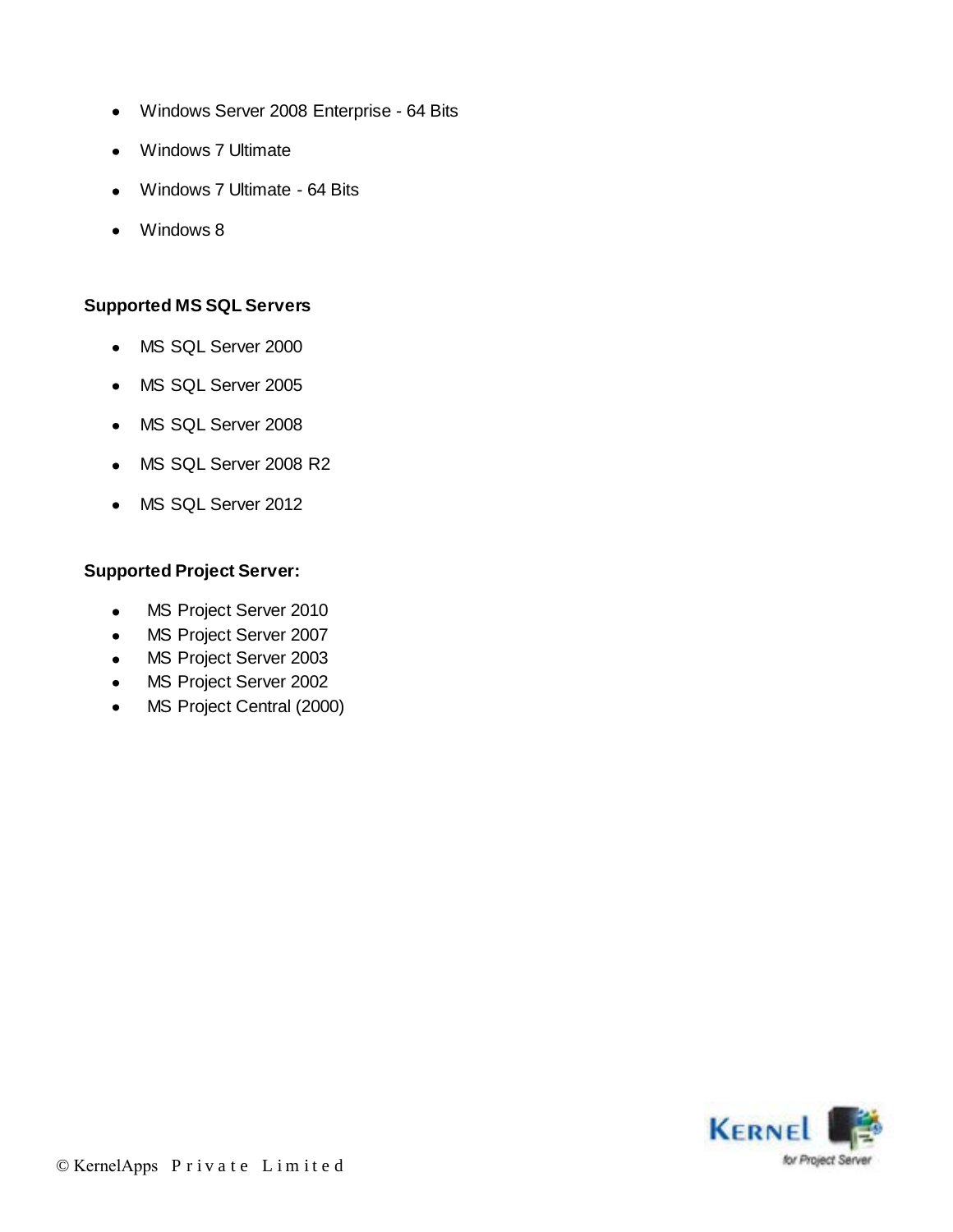- Windows Server 2008 Enterprise - 64 Bits
- Windows 7 Ultimate
- Windows 7 Ultimate - 64 Bits
- Windows 8

**Supported MS SQL Servers**

- MS SQL Server 2000
- MS SQL Server 2005
- MS SQL Server 2008
- MS SQL Server 2008 R2
- MS SQL Server 2012

**Supported Project Server:**

- MS Project Server 2010
- MS Project Server 2007
- MS Project Server 2003
- MS Project Server 2002
- MS Project Central (2000)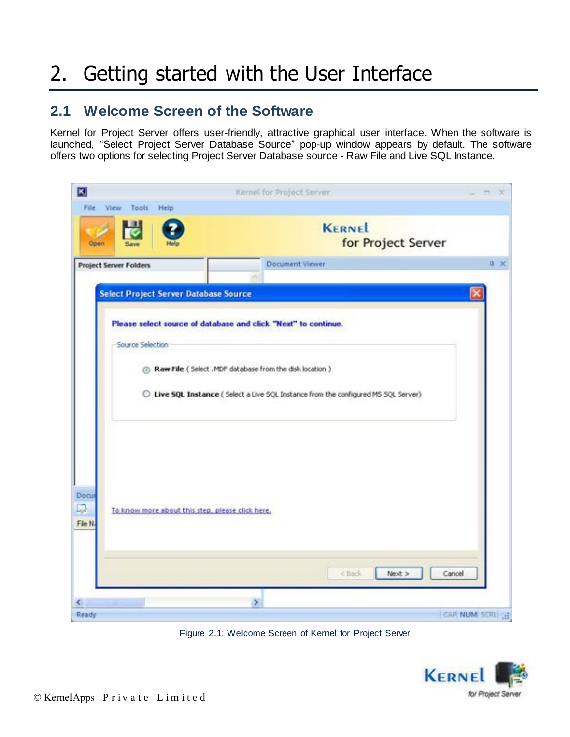# 2. Getting started with the User Interface

## 2.1 Welcome Screen of the Software

Kernel for Project Server offers user-friendly, attractive graphical user interface. When the software is launched, “Select Project Server Database Source” pop-up window appears by default. The software offers two options for selecting Project Server Database source - Raw File and Live SQL Instance.

Figure 2.1: Welcome Screen of Kernel for Project Server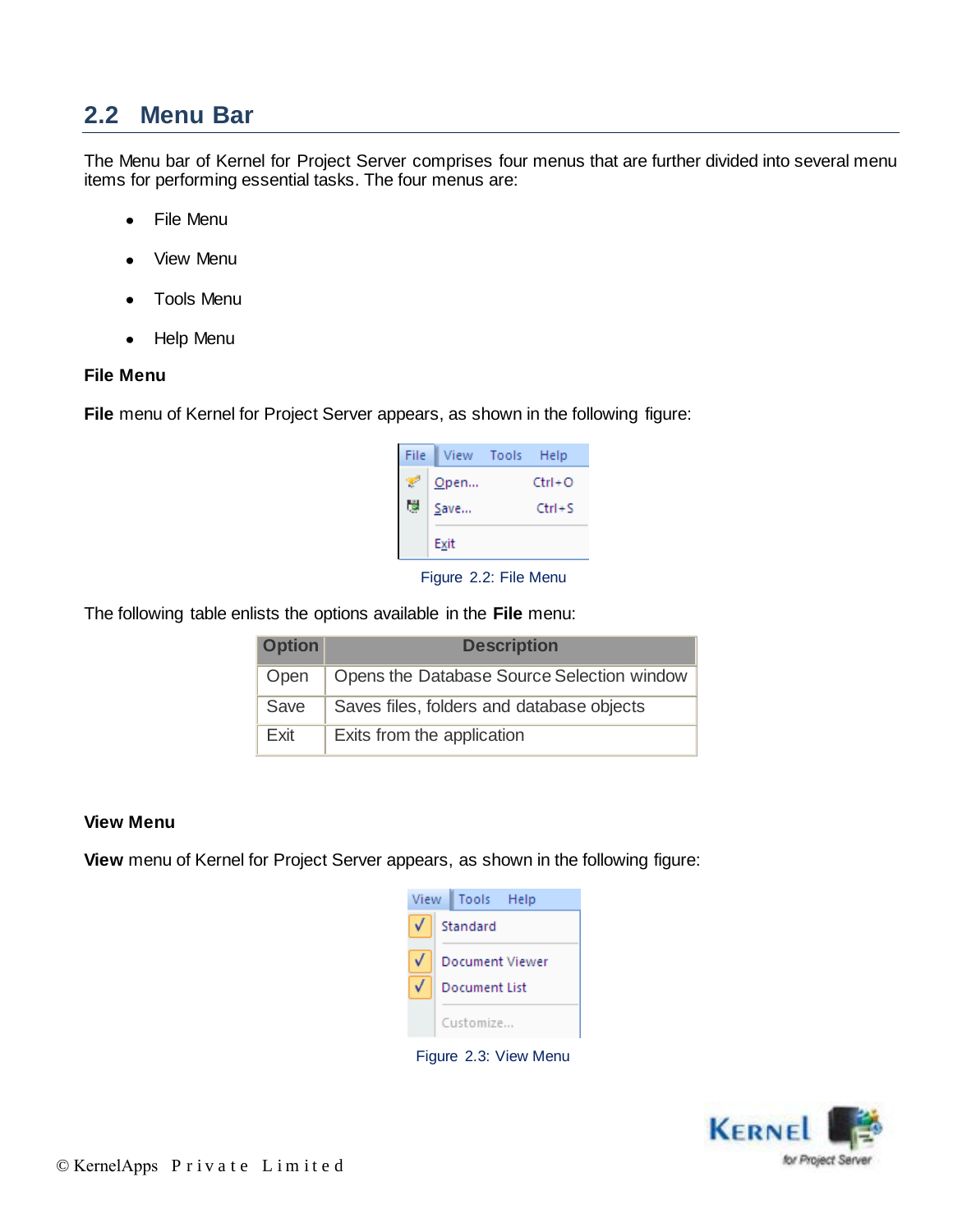## 2.2 Menu Bar

The Menu bar of Kernel for Project Server comprises four menus that are further divided into several menu items for performing essential tasks. The four menus are:

- File Menu
- View Menu
- Tools Menu
- Help Menu

**File Menu**

**File** menu of Kernel for Project Server appears, as shown in the following figure:

Figure 2.2: File Menu

The following table enlists the options available in the **File** menu:

| Option | Description |
| --- | --- |
| Open | Opens the Database Source Selection window |
| Save | Saves files, folders and database objects |
| Exit | Exits from the application |

**View Menu**

**View** menu of Kernel for Project Server appears, as shown in the following figure:

Figure 2.3: View Menu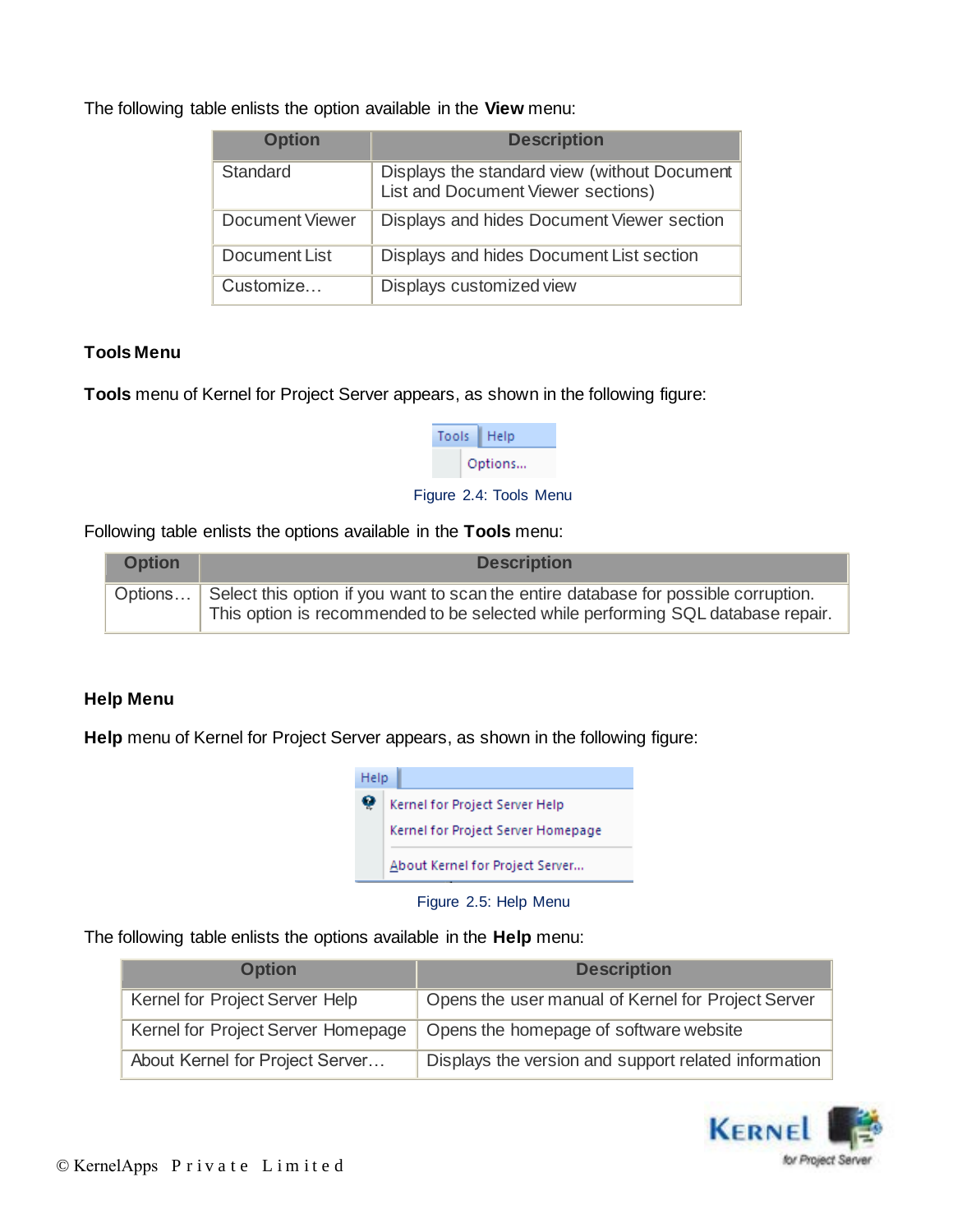The following table enlists the option available in the **View** menu:

| Option | Description |
| --- | --- |
| Standard | Displays the standard view (without Document List and Document Viewer sections) |
| Document Viewer | Displays and hides Document Viewer section |
| Document List | Displays and hides Document List section |
| Customize… | Displays customized view |

### Tools Menu

**Tools** menu of Kernel for Project Server appears, as shown in the following figure:

Figure 2.4: Tools Menu

Following table enlists the options available in the **Tools** menu:

| Option | Description |
| --- | --- |
| Options… | Select this option if you want to scan the entire database for possible corruption. This option is recommended to be selected while performing SQL database repair. |

### Help Menu

**Help** menu of Kernel for Project Server appears, as shown in the following figure:

Figure 2.5: Help Menu

The following table enlists the options available in the **Help** menu:

| Option | Description |
| --- | --- |
| Kernel for Project Server Help | Opens the user manual of Kernel for Project Server |
| Kernel for Project Server Homepage | Opens the homepage of software website |
| About Kernel for Project Server… | Displays the version and support related information |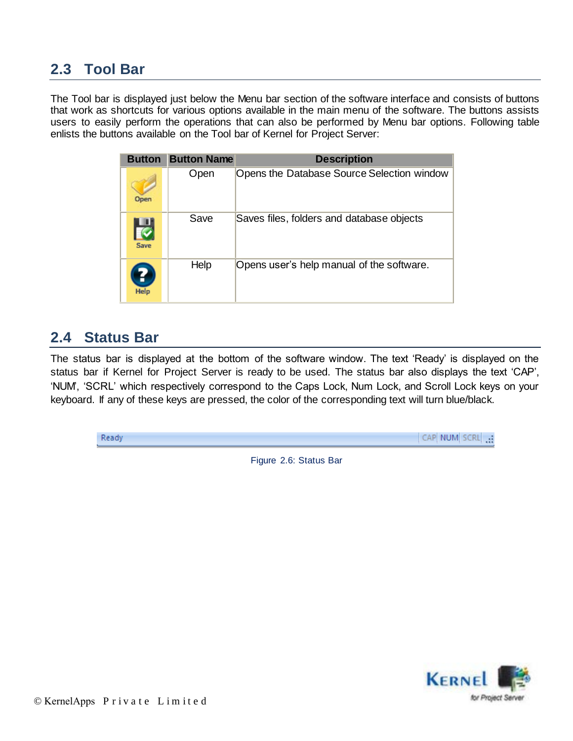## 2.3 Tool Bar

The Tool bar is displayed just below the Menu bar section of the software interface and consists of buttons that work as shortcuts for various options available in the main menu of the software. The buttons assists users to easily perform the operations that can also be performed by Menu bar options. Following table enlists the buttons available on the Tool bar of Kernel for Project Server:

| Button | Button Name | Description |
|---|---|---|
| Open | Open | Opens the Database Source Selection window |
| Save | Save | Saves files, folders and database objects |
| Help | Help | Opens user's help manual of the software. |

## 2.4 Status Bar

The status bar is displayed at the bottom of the software window. The text 'Ready' is displayed on the status bar if Kernel for Project Server is ready to be used. The status bar also displays the text 'CAP', 'NUM', 'SCRL' which respectively correspond to the Caps Lock, Num Lock, and Scroll Lock keys on your keyboard. If any of these keys are pressed, the color of the corresponding text will turn blue/black.

Ready CAP NUM SCRL

Figure 2.6: Status Bar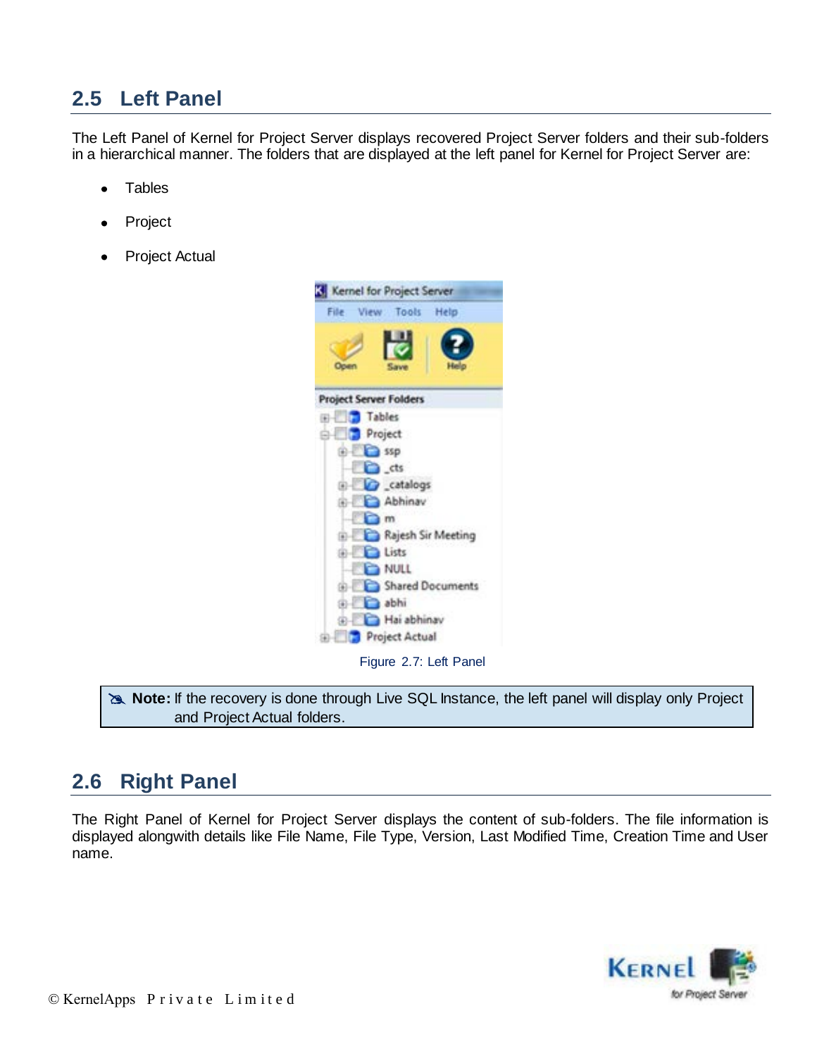## 2.5 Left Panel

The Left Panel of Kernel for Project Server displays recovered Project Server folders and their sub-folders in a hierarchical manner. The folders that are displayed at the left panel for Kernel for Project Server are:

- Tables
- Project
- Project Actual

Figure 2.7: Left Panel

> **Note:** If the recovery is done through Live SQL Instance, the left panel will display only Project and Project Actual folders.

## 2.6 Right Panel

The Right Panel of Kernel for Project Server displays the content of sub-folders. The file information is displayed alongwith details like File Name, File Type, Version, Last Modified Time, Creation Time and User name.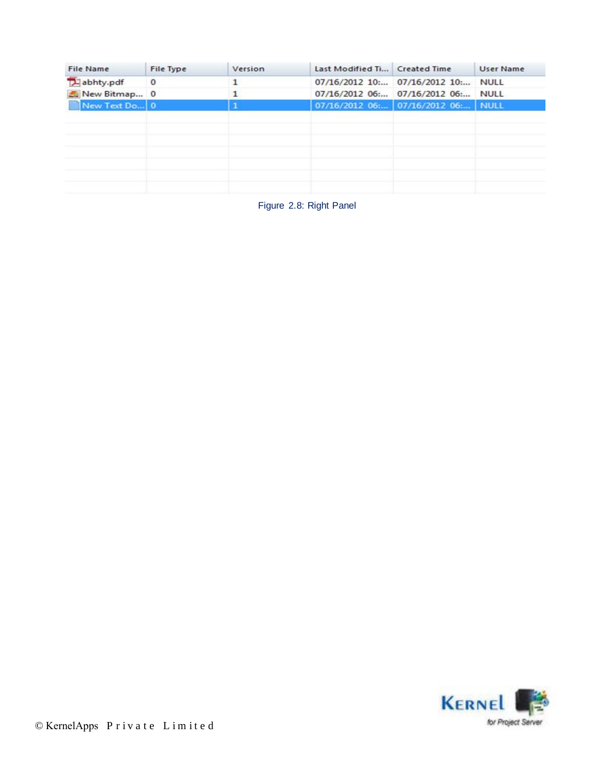| File Name | File Type | Version | Last Modified Ti... | Created Time | User Name |
|---|---|---|---|---|---|
| abhty.pdf | 0 | 1 | 07/16/2012 10:... | 07/16/2012 10:... | NULL |
| New Bitmap... | 0 | 1 | 07/16/2012 06:... | 07/16/2012 06:... | NULL |
| New Text Do... | 0 | 1 | 07/16/2012 06:... | 07/16/2012 06:... | NULL |

Figure 2.8: Right Panel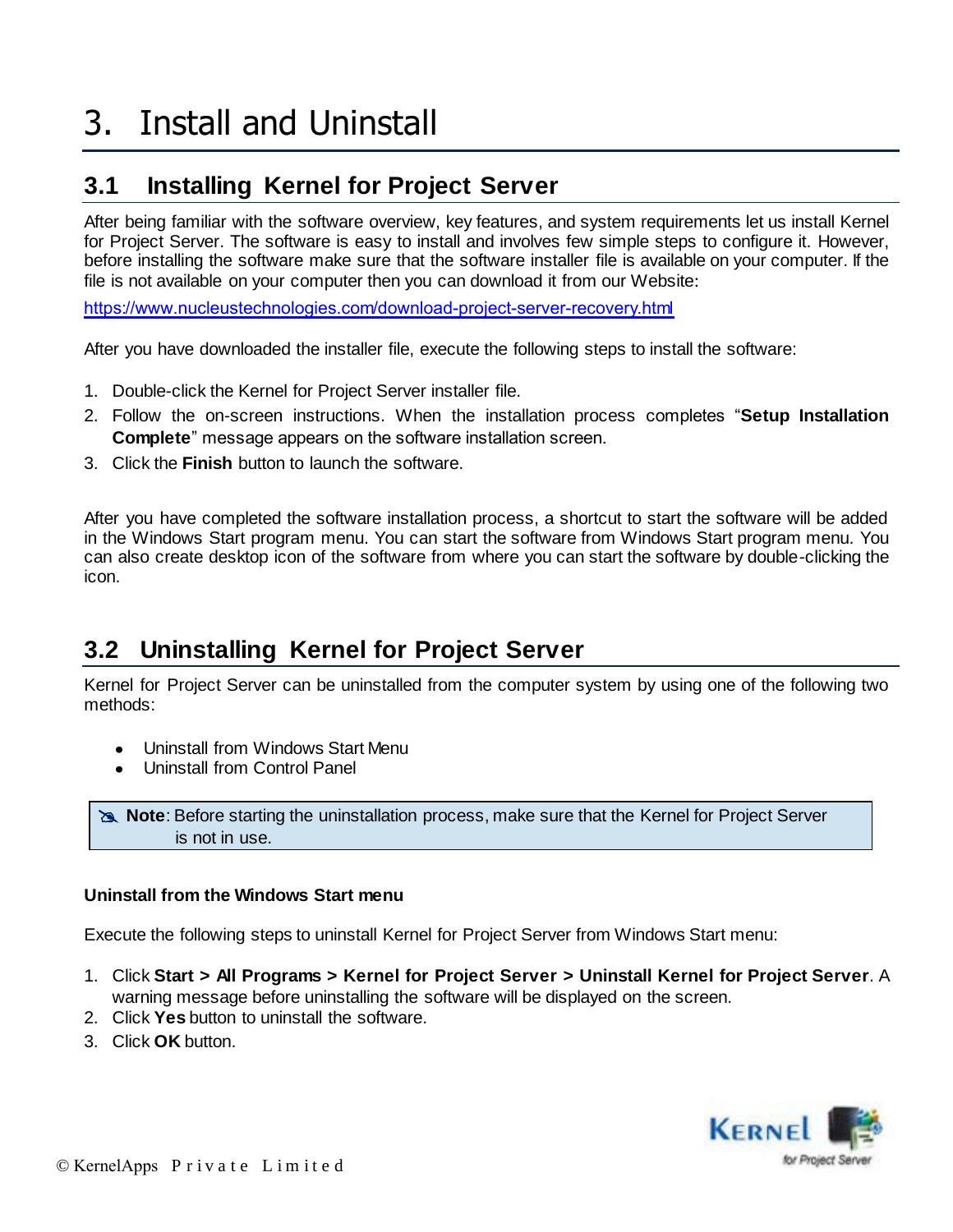# 3. Install and Uninstall

## 3.1 Installing Kernel for Project Server

After being familiar with the software overview, key features, and system requirements let us install Kernel for Project Server. The software is easy to install and involves few simple steps to configure it. However, before installing the software make sure that the software installer file is available on your computer. If the file is not available on your computer then you can download it from our Website:

https://www.nucleustechnologies.com/download-project-server-recovery.html

After you have downloaded the installer file, execute the following steps to install the software:

1. Double-click the Kernel for Project Server installer file.
2. Follow the on-screen instructions. When the installation process completes "**Setup Installation Complete**" message appears on the software installation screen.
3. Click the **Finish** button to launch the software.

After you have completed the software installation process, a shortcut to start the software will be added in the Windows Start program menu. You can start the software from Windows Start program menu. You can also create desktop icon of the software from where you can start the software by double-clicking the icon.

## 3.2 Uninstalling Kernel for Project Server

Kernel for Project Server can be uninstalled from the computer system by using one of the following two methods:

- Uninstall from Windows Start Menu
- Uninstall from Control Panel

> **Note**: Before starting the uninstallation process, make sure that the Kernel for Project Server is not in use.

**Uninstall from the Windows Start menu**

Execute the following steps to uninstall Kernel for Project Server from Windows Start menu:

1. Click **Start > All Programs > Kernel for Project Server > Uninstall Kernel for Project Server**. A warning message before uninstalling the software will be displayed on the screen.
2. Click **Yes** button to uninstall the software.
3. Click **OK** button.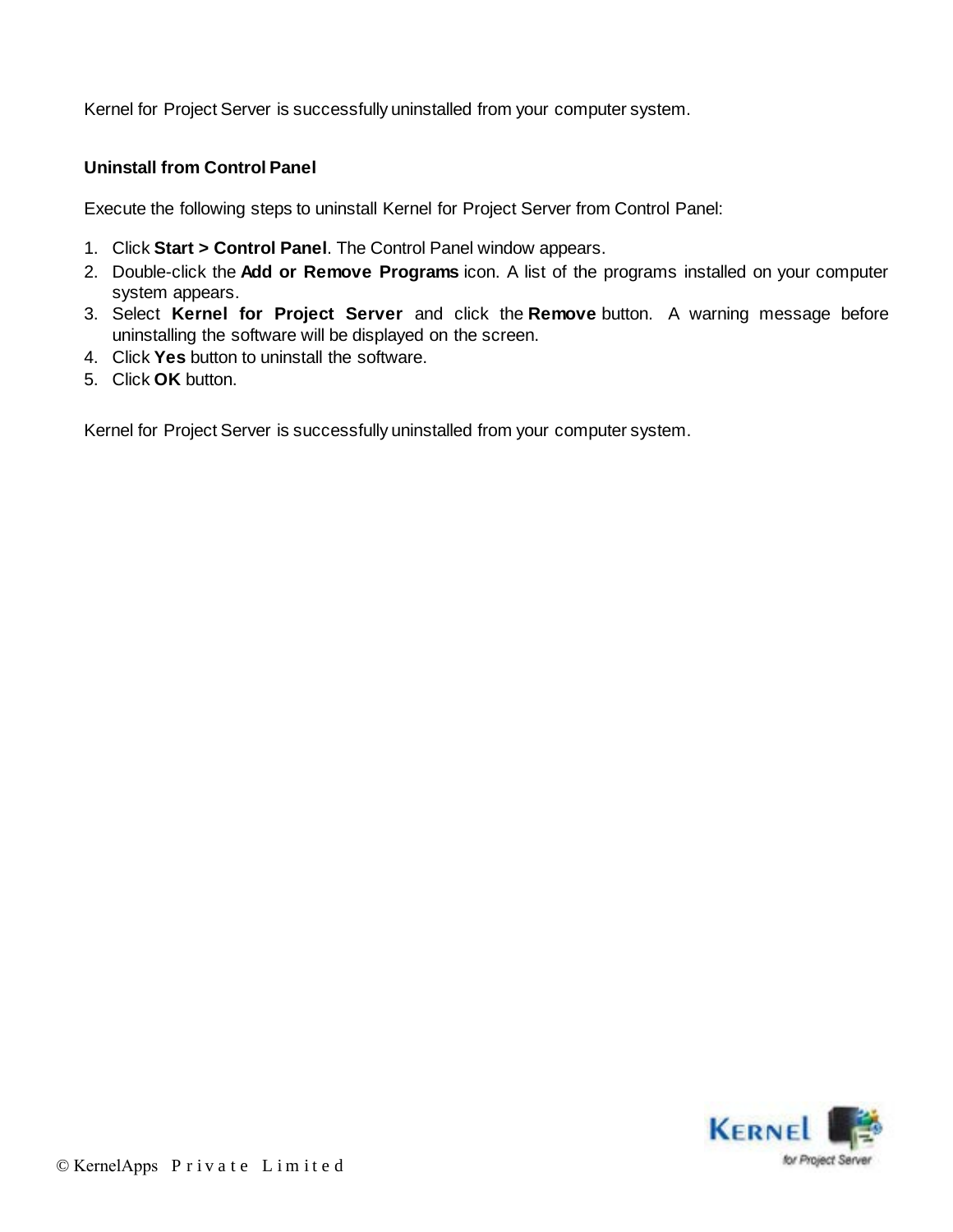Kernel for Project Server is successfully uninstalled from your computer system.

**Uninstall from Control Panel**

Execute the following steps to uninstall Kernel for Project Server from Control Panel:

1. Click **Start > Control Panel**. The Control Panel window appears.
2. Double-click the **Add or Remove Programs** icon. A list of the programs installed on your computer system appears.
3. Select **Kernel for Project Server** and click the **Remove** button. A warning message before uninstalling the software will be displayed on the screen.
4. Click **Yes** button to uninstall the software.
5. Click **OK** button.

Kernel for Project Server is successfully uninstalled from your computer system.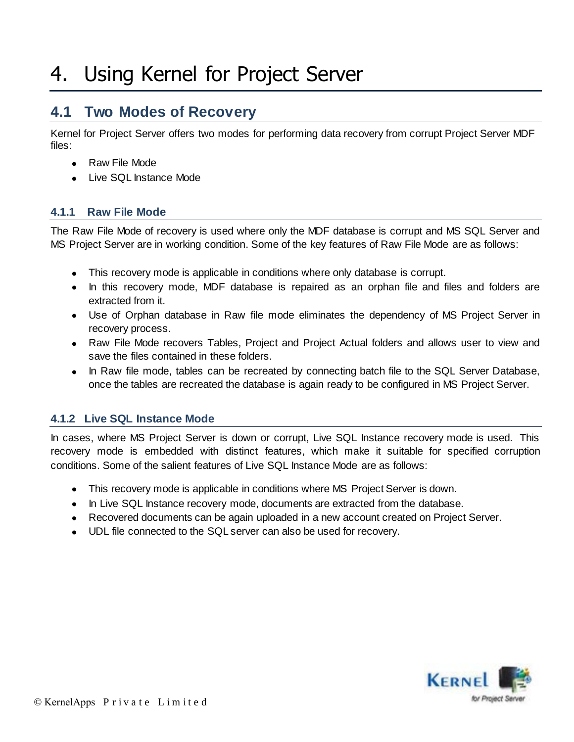# 4. Using Kernel for Project Server

## 4.1 Two Modes of Recovery

Kernel for Project Server offers two modes for performing data recovery from corrupt Project Server MDF files:

- Raw File Mode
- Live SQL Instance Mode

### 4.1.1 Raw File Mode

The Raw File Mode of recovery is used where only the MDF database is corrupt and MS SQL Server and MS Project Server are in working condition. Some of the key features of Raw File Mode are as follows:

- This recovery mode is applicable in conditions where only database is corrupt.
- In this recovery mode, MDF database is repaired as an orphan file and files and folders are extracted from it.
- Use of Orphan database in Raw file mode eliminates the dependency of MS Project Server in recovery process.
- Raw File Mode recovers Tables, Project and Project Actual folders and allows user to view and save the files contained in these folders.
- In Raw file mode, tables can be recreated by connecting batch file to the SQL Server Database, once the tables are recreated the database is again ready to be configured in MS Project Server.

### 4.1.2 Live SQL Instance Mode

In cases, where MS Project Server is down or corrupt, Live SQL Instance recovery mode is used. This recovery mode is embedded with distinct features, which make it suitable for specified corruption conditions. Some of the salient features of Live SQL Instance Mode are as follows:

- This recovery mode is applicable in conditions where MS Project Server is down.
- In Live SQL Instance recovery mode, documents are extracted from the database.
- Recovered documents can be again uploaded in a new account created on Project Server.
- UDL file connected to the SQL server can also be used for recovery.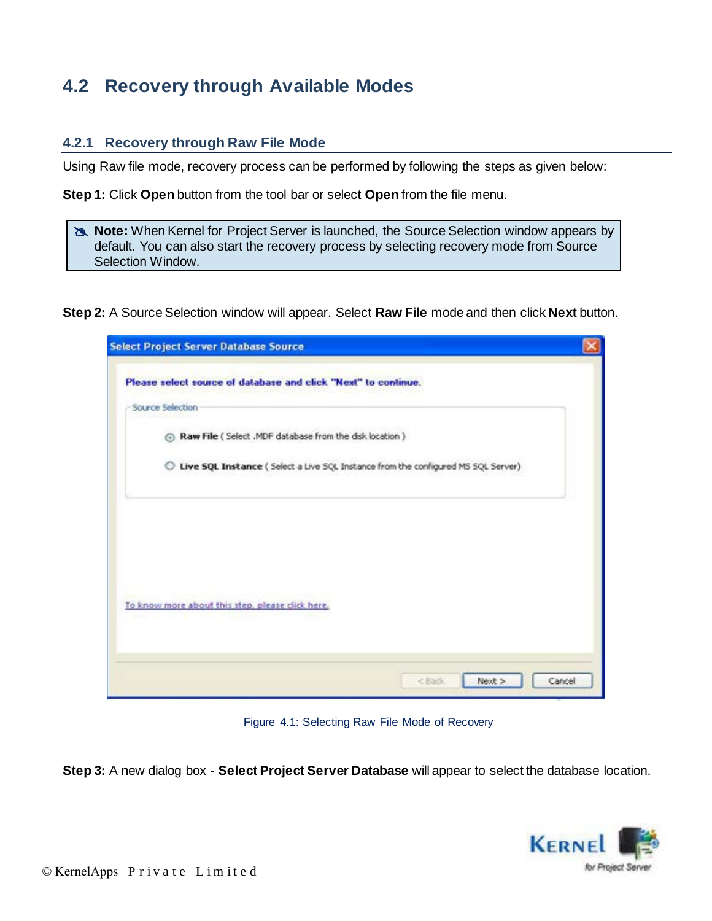## 4.2 Recovery through Available Modes

### 4.2.1 Recovery through Raw File Mode

Using Raw file mode, recovery process can be performed by following the steps as given below:

**Step 1:** Click **Open** button from the tool bar or select **Open** from the file menu.

> **Note:** When Kernel for Project Server is launched, the Source Selection window appears by default. You can also start the recovery process by selecting recovery mode from Source Selection Window.

**Step 2:** A Source Selection window will appear. Select **Raw File** mode and then click **Next** button.

Figure 4.1: Selecting Raw File Mode of Recovery

**Step 3:** A new dialog box - **Select Project Server Database** will appear to select the database location.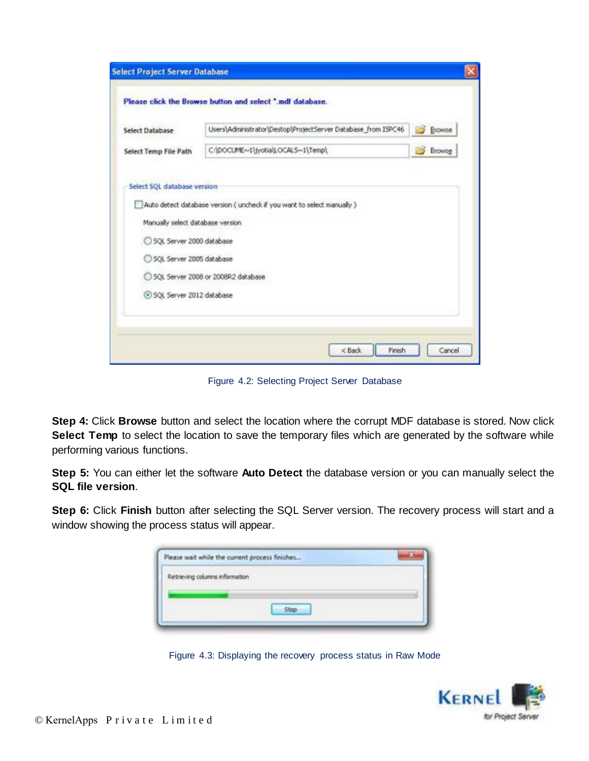Figure 4.2: Selecting Project Server Database

**Step 4:** Click **Browse** button and select the location where the corrupt MDF database is stored. Now click **Select Temp** to select the location to save the temporary files which are generated by the software while performing various functions.

**Step 5:** You can either let the software **Auto Detect** the database version or you can manually select the **SQL file version**.

**Step 6:** Click **Finish** button after selecting the SQL Server version. The recovery process will start and a window showing the process status will appear.

Figure 4.3: Displaying the recovery process status in Raw Mode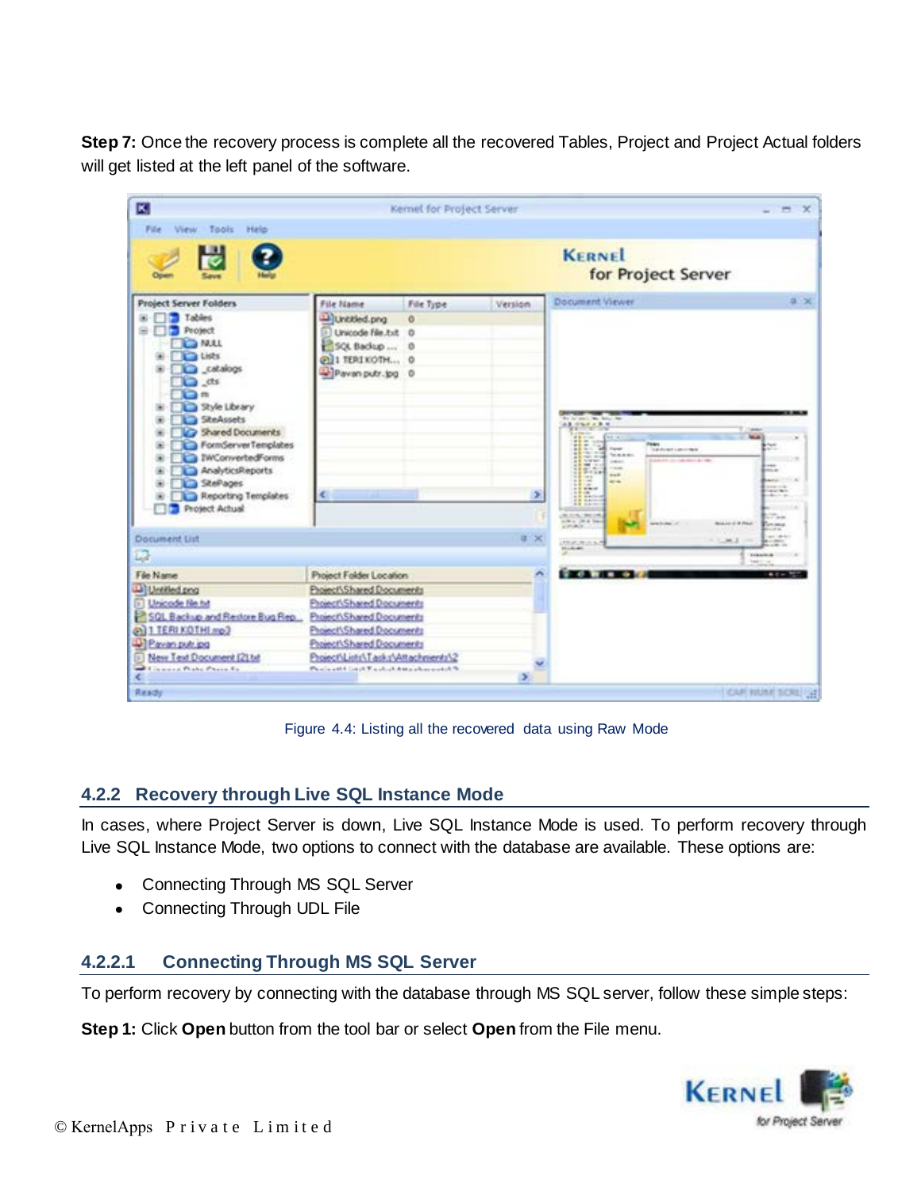**Step 7:** Once the recovery process is complete all the recovered Tables, Project and Project Actual folders will get listed at the left panel of the software.

Figure 4.4: Listing all the recovered data using Raw Mode

### 4.2.2 Recovery through Live SQL Instance Mode

In cases, where Project Server is down, Live SQL Instance Mode is used. To perform recovery through Live SQL Instance Mode, two options to connect with the database are available. These options are:

- Connecting Through MS SQL Server
- Connecting Through UDL File

#### 4.2.2.1 Connecting Through MS SQL Server

To perform recovery by connecting with the database through MS SQL server, follow these simple steps:

**Step 1:** Click **Open** button from the tool bar or select **Open** from the File menu.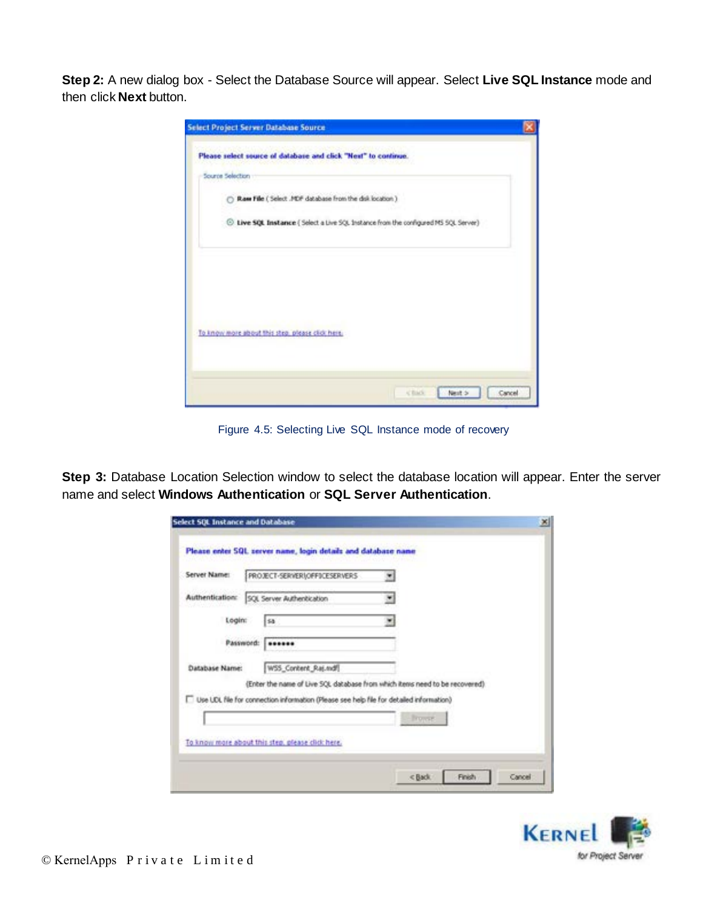**Step 2:** A new dialog box - Select the Database Source will appear. Select **Live SQL Instance** mode and then click **Next** button.

Figure 4.5: Selecting Live SQL Instance mode of recovery

**Step 3:** Database Location Selection window to select the database location will appear. Enter the server name and select **Windows Authentication** or **SQL Server Authentication**.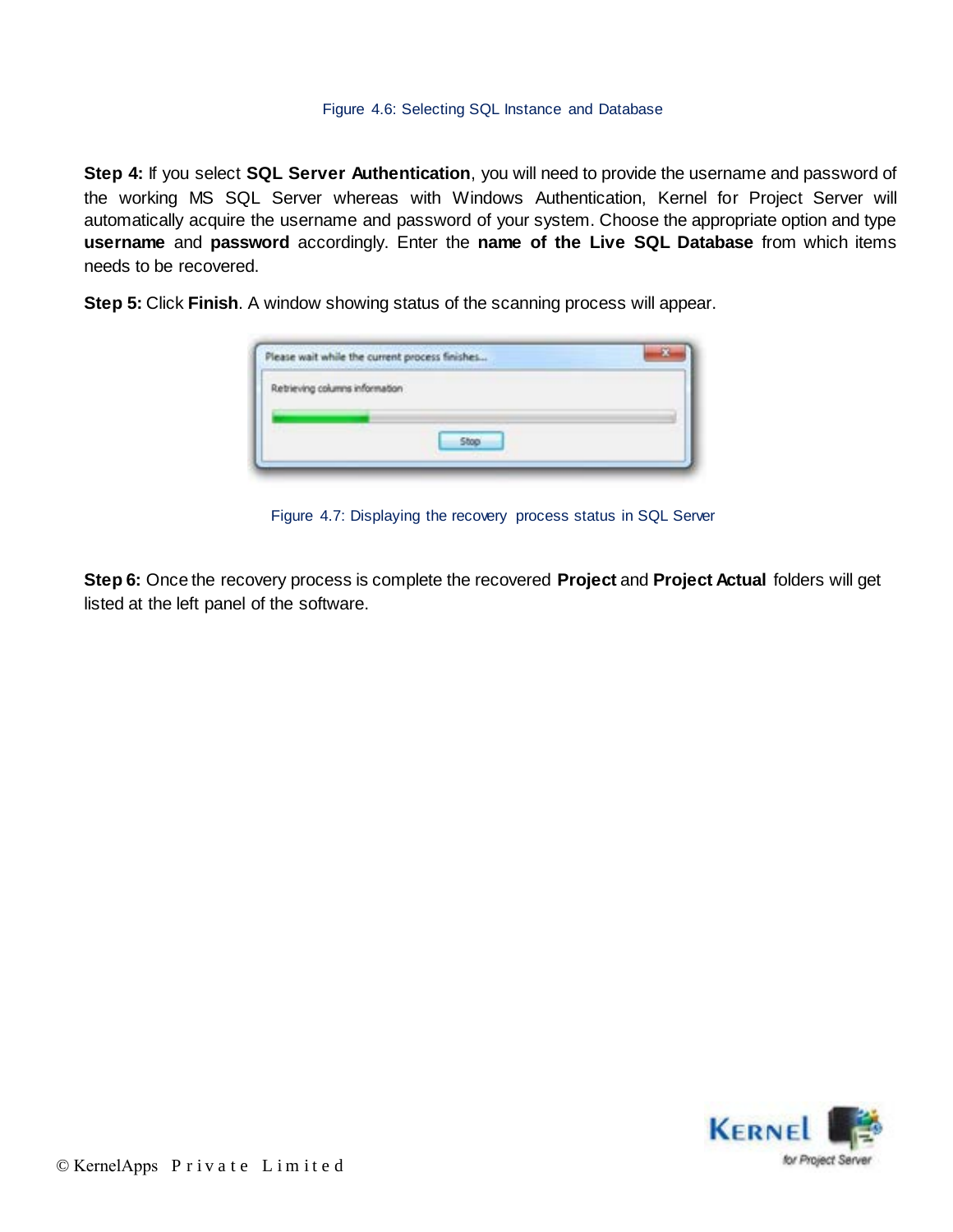Figure 4.6: Selecting SQL Instance and Database

**Step 4:** If you select **SQL Server Authentication**, you will need to provide the username and password of the working MS SQL Server whereas with Windows Authentication, Kernel for Project Server will automatically acquire the username and password of your system. Choose the appropriate option and type **username** and **password** accordingly. Enter the **name of the Live SQL Database** from which items needs to be recovered.

**Step 5:** Click **Finish**. A window showing status of the scanning process will appear.

Figure 4.7: Displaying the recovery process status in SQL Server

**Step 6:** Once the recovery process is complete the recovered **Project** and **Project Actual** folders will get listed at the left panel of the software.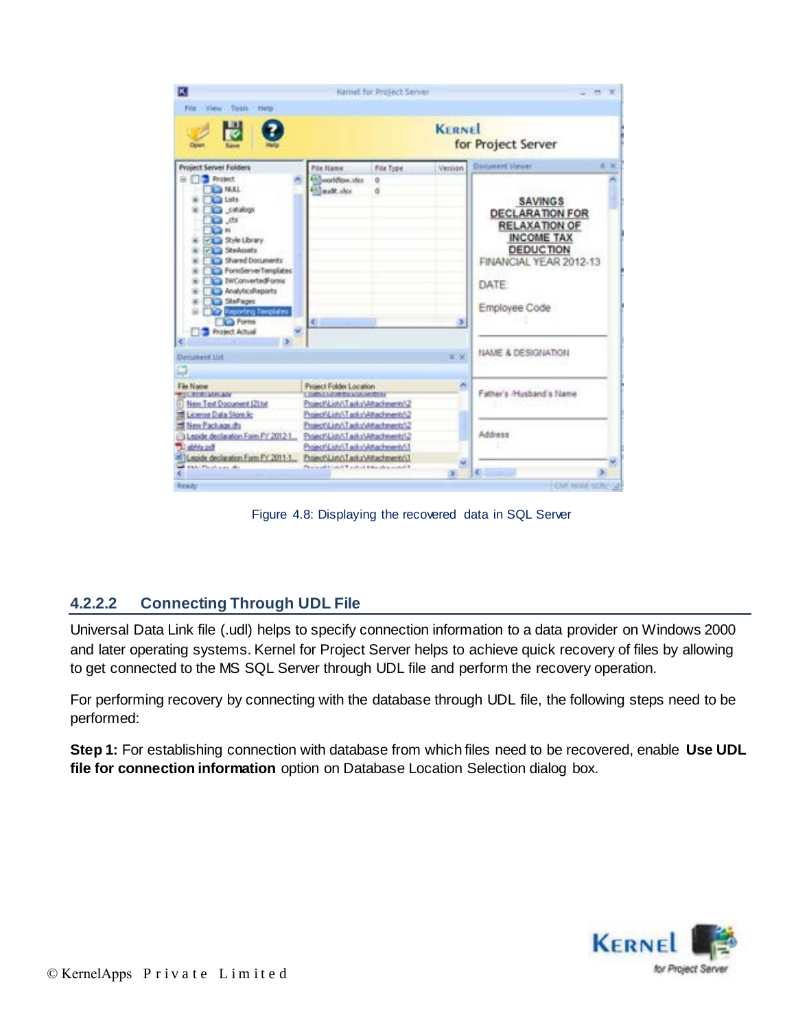Figure 4.8: Displaying the recovered data in SQL Server

### 4.2.2.2 Connecting Through UDL File

Universal Data Link file (.udl) helps to specify connection information to a data provider on Windows 2000 and later operating systems. Kernel for Project Server helps to achieve quick recovery of files by allowing to get connected to the MS SQL Server through UDL file and perform the recovery operation.

For performing recovery by connecting with the database through UDL file, the following steps need to be performed:

**Step 1:** For establishing connection with database from which files need to be recovered, enable **Use UDL file for connection information** option on Database Location Selection dialog box.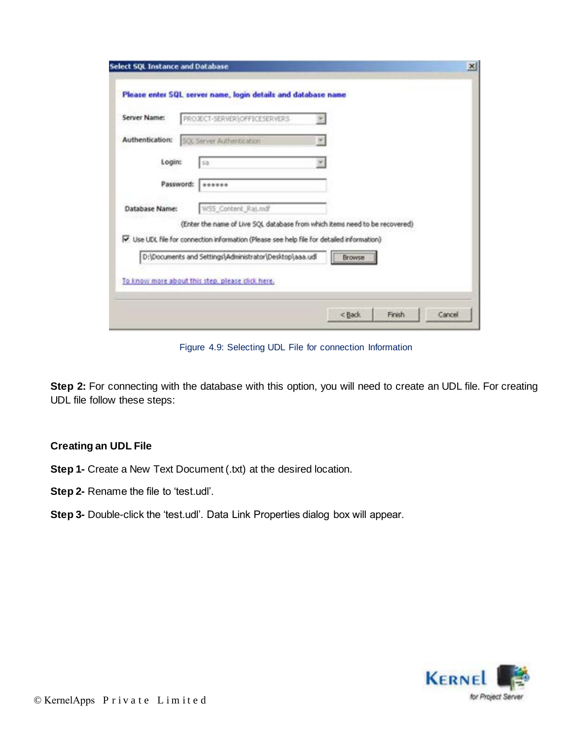Figure 4.9: Selecting UDL File for connection Information

**Step 2:** For connecting with the database with this option, you will need to create an UDL file. For creating UDL file follow these steps:

**Creating an UDL File**

**Step 1-** Create a New Text Document (.txt) at the desired location.

**Step 2-** Rename the file to 'test.udl'.

**Step 3-** Double-click the 'test.udl'. Data Link Properties dialog box will appear.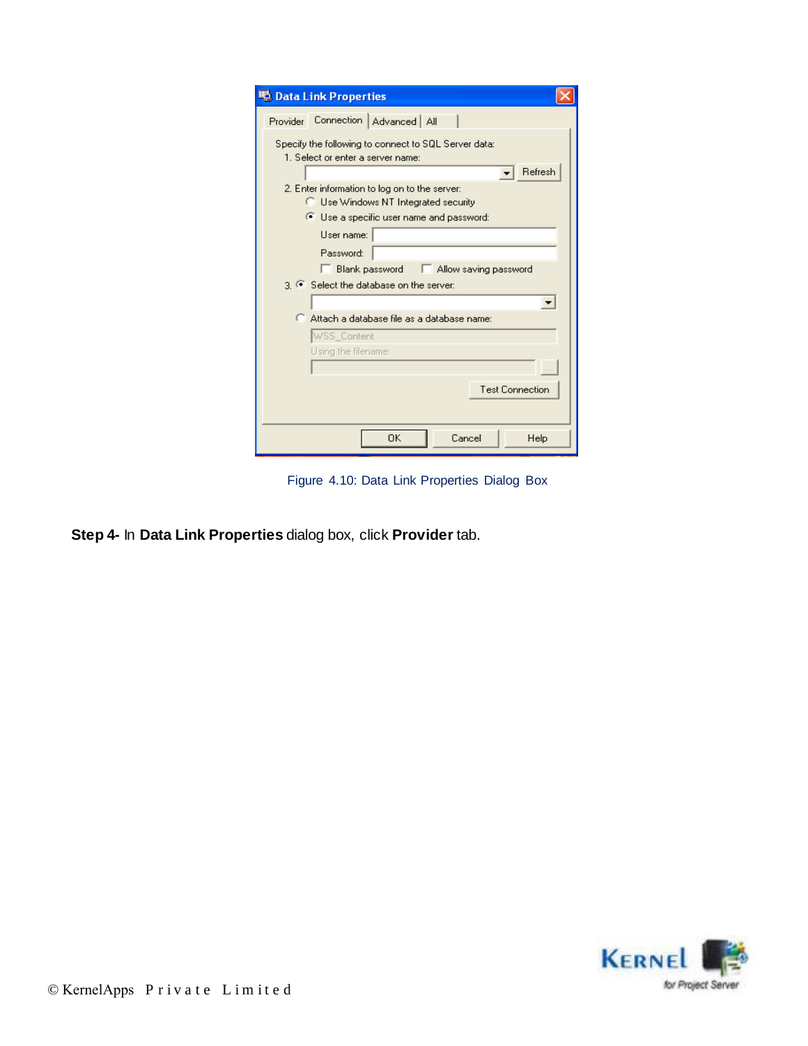Figure 4.10: Data Link Properties Dialog Box

**Step 4-** In **Data Link Properties** dialog box, click **Provider** tab.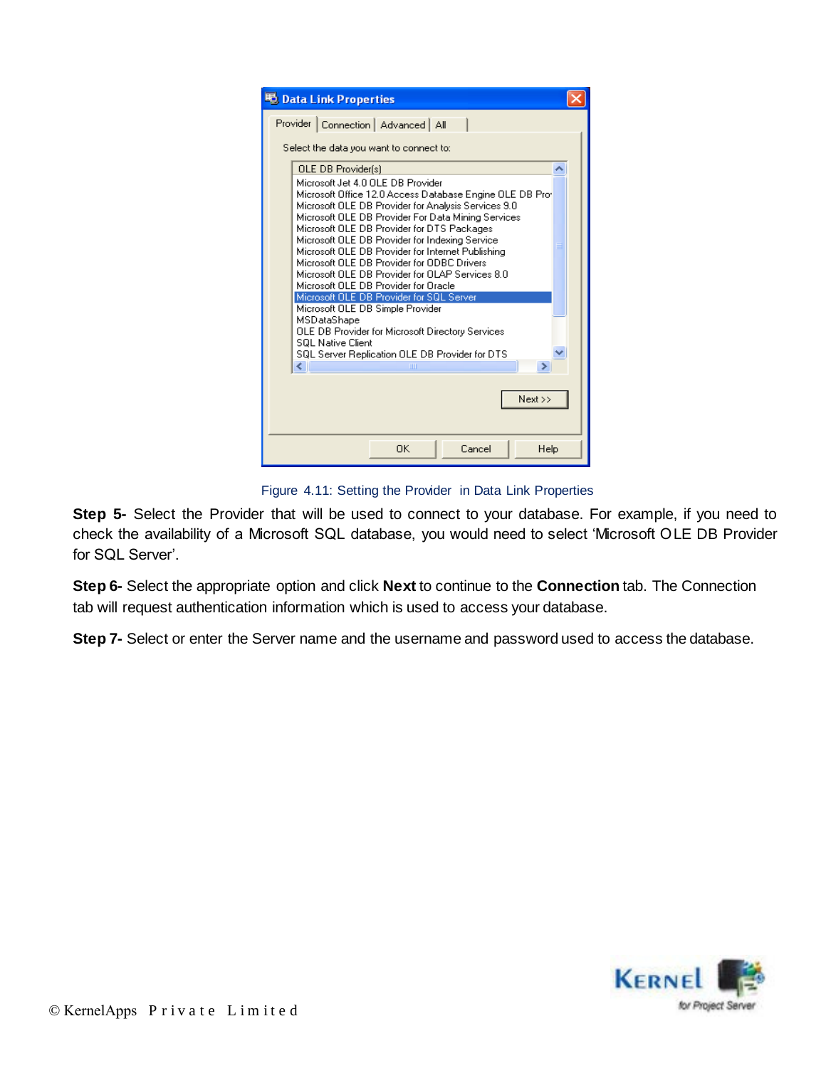Figure 4.11: Setting the Provider in Data Link Properties

**Step 5-** Select the Provider that will be used to connect to your database. For example, if you need to check the availability of a Microsoft SQL database, you would need to select 'Microsoft OLE DB Provider for SQL Server'.

**Step 6-** Select the appropriate option and click **Next** to continue to the **Connection** tab. The Connection tab will request authentication information which is used to access your database.

**Step 7-** Select or enter the Server name and the username and password used to access the database.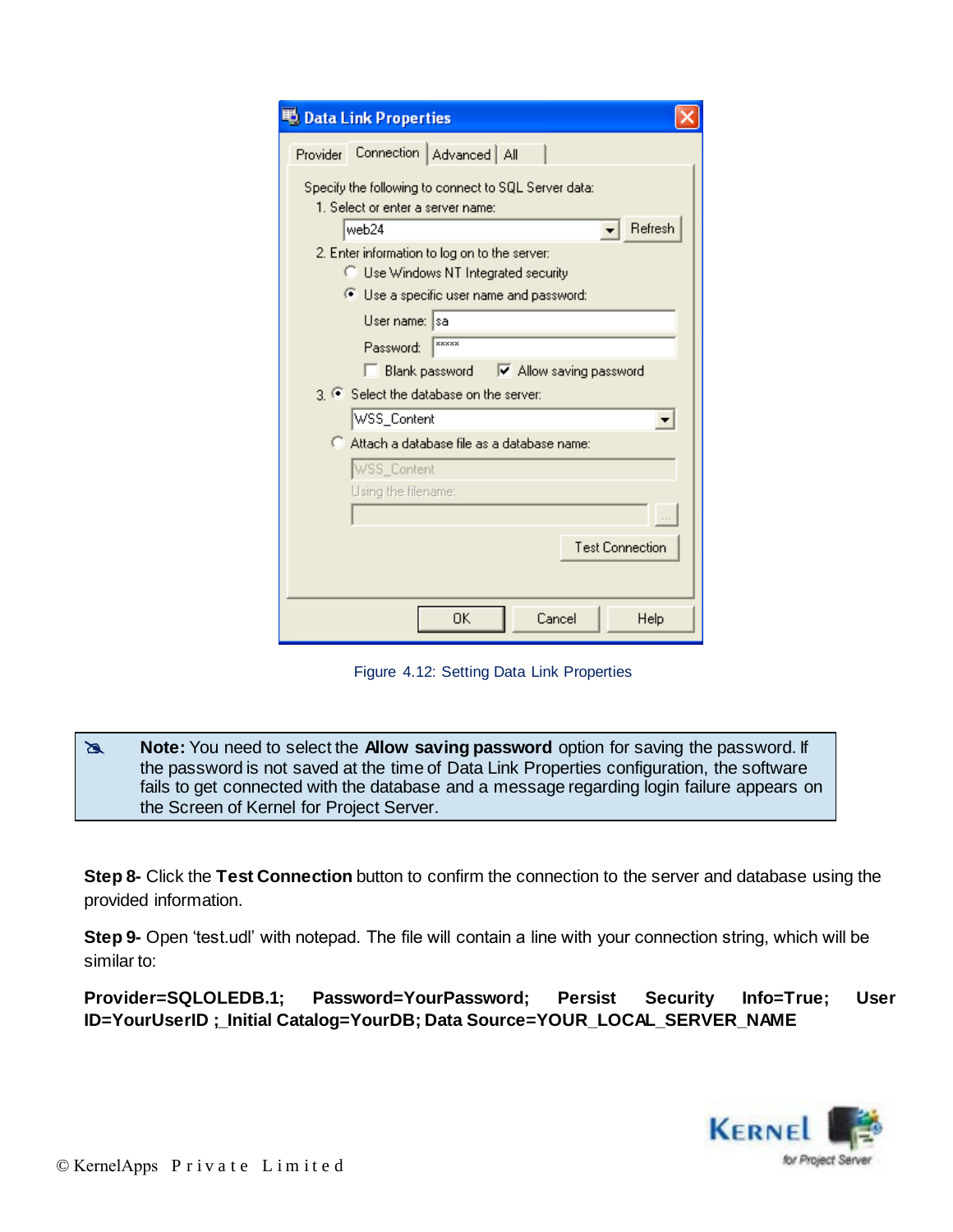Figure 4.12: Setting Data Link Properties

> **Note:** You need to select the **Allow saving password** option for saving the password. If the password is not saved at the time of Data Link Properties configuration, the software fails to get connected with the database and a message regarding login failure appears on the Screen of Kernel for Project Server.

**Step 8-** Click the **Test Connection** button to confirm the connection to the server and database using the provided information.

**Step 9-** Open 'test.udl' with notepad. The file will contain a line with your connection string, which will be similar to:

**Provider=SQLOLEDB.1; Password=YourPassword; Persist Security Info=True; User ID=YourUserID ;_Initial Catalog=YourDB; Data Source=YOUR_LOCAL_SERVER_NAME**

© KernelApps Private Limited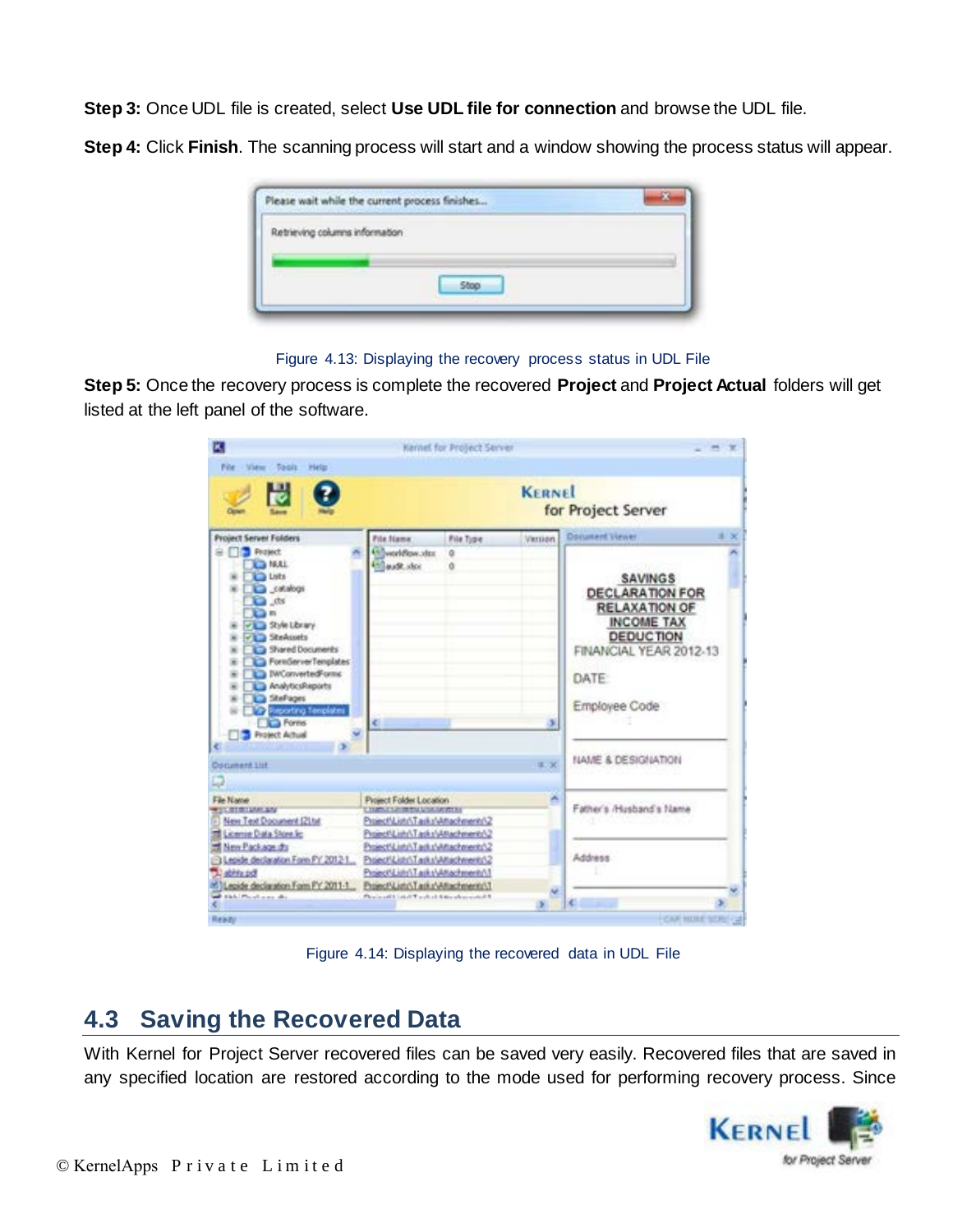**Step 3:** Once UDL file is created, select **Use UDL file for connection** and browse the UDL file.

**Step 4:** Click **Finish**. The scanning process will start and a window showing the process status will appear.

Figure 4.13: Displaying the recovery process status in UDL File

**Step 5:** Once the recovery process is complete the recovered **Project** and **Project Actual** folders will get listed at the left panel of the software.

Figure 4.14: Displaying the recovered data in UDL File

## 4.3 Saving the Recovered Data

With Kernel for Project Server recovered files can be saved very easily. Recovered files that are saved in any specified location are restored according to the mode used for performing recovery process. Since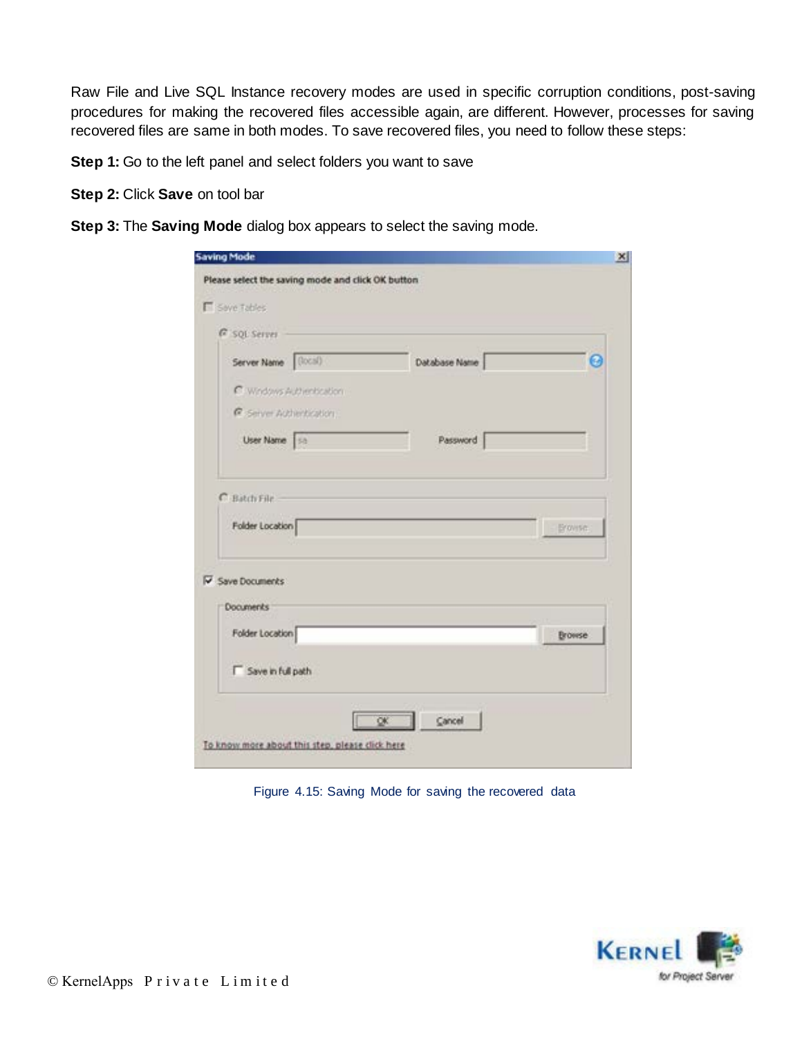Raw File and Live SQL Instance recovery modes are used in specific corruption conditions, post-saving procedures for making the recovered files accessible again, are different. However, processes for saving recovered files are same in both modes. To save recovered files, you need to follow these steps:

**Step 1:** Go to the left panel and select folders you want to save

**Step 2:** Click **Save** on tool bar

**Step 3:** The **Saving Mode** dialog box appears to select the saving mode.

Figure 4.15: Saving Mode for saving the recovered data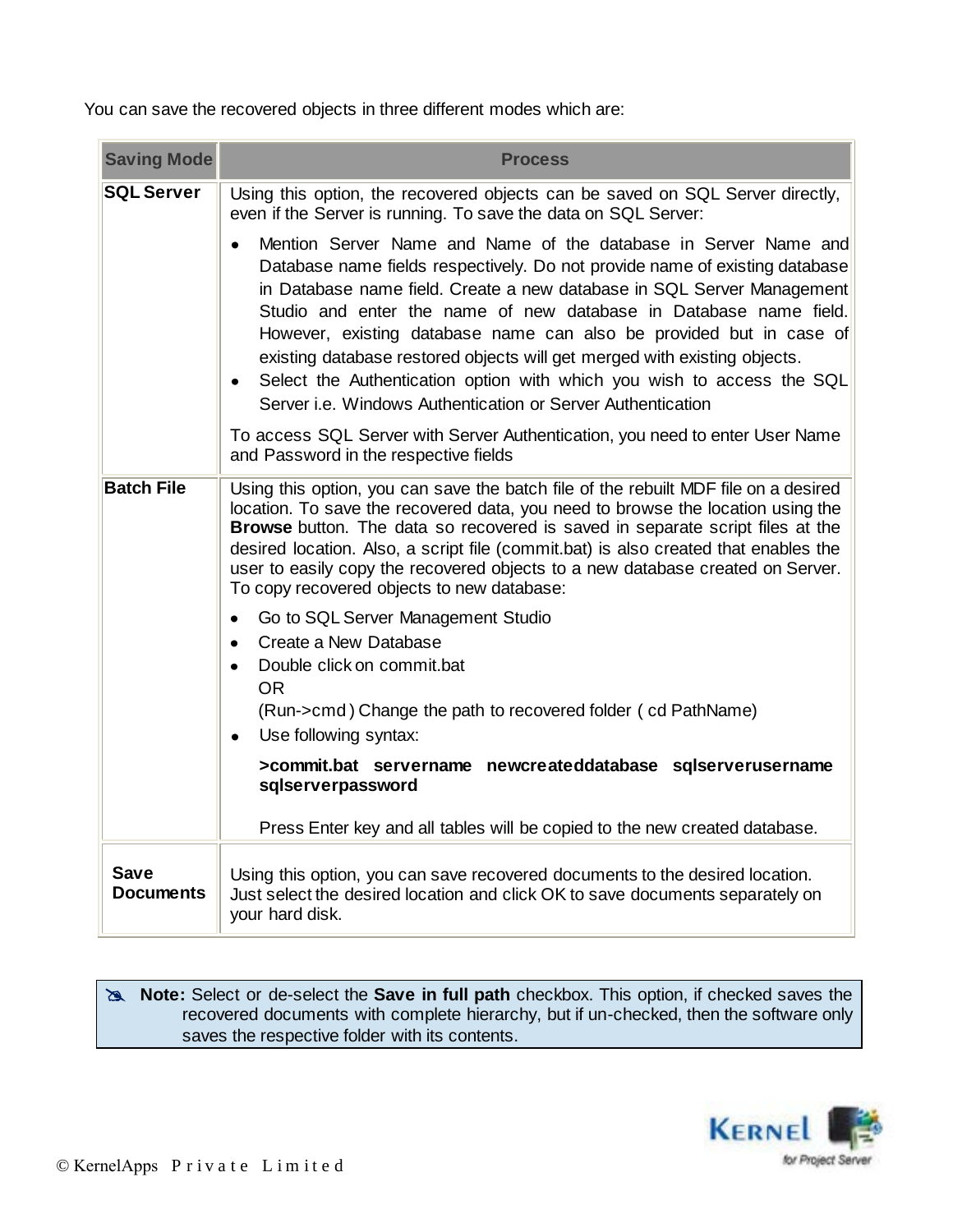You can save the recovered objects in three different modes which are:

| Saving Mode | Process |
|---|---|
| **SQL Server** | Using this option, the recovered objects can be saved on SQL Server directly, even if the Server is running. To save the data on SQL Server:<br>• Mention Server Name and Name of the database in Server Name and Database name fields respectively. Do not provide name of existing database in Database name field. Create a new database in SQL Server Management Studio and enter the name of new database in Database name field. However, existing database name can also be provided but in case of existing database restored objects will get merged with existing objects.<br>• Select the Authentication option with which you wish to access the SQL Server i.e. Windows Authentication or Server Authentication<br>To access SQL Server with Server Authentication, you need to enter User Name and Password in the respective fields |
| **Batch File** | Using this option, you can save the batch file of the rebuilt MDF file on a desired location. To save the recovered data, you need to browse the location using the **Browse** button. The data so recovered is saved in separate script files at the desired location. Also, a script file (commit.bat) is also created that enables the user to easily copy the recovered objects to a new database created on Server. To copy recovered objects to new database:<br>• Go to SQL Server Management Studio<br>• Create a New Database<br>• Double click on commit.bat<br>OR<br>(Run->cmd ) Change the path to recovered folder ( cd PathName)<br>• Use following syntax:<br>**>commit.bat servername newcreateddatabase sqlserverusername sqlserverpassword**<br>Press Enter key and all tables will be copied to the new created database. |
| **Save Documents** | Using this option, you can save recovered documents to the desired location. Just select the desired location and click OK to save documents separately on your hard disk. |

**Note:** Select or de-select the **Save in full path** checkbox. This option, if checked saves the recovered documents with complete hierarchy, but if un-checked, then the software only saves the respective folder with its contents.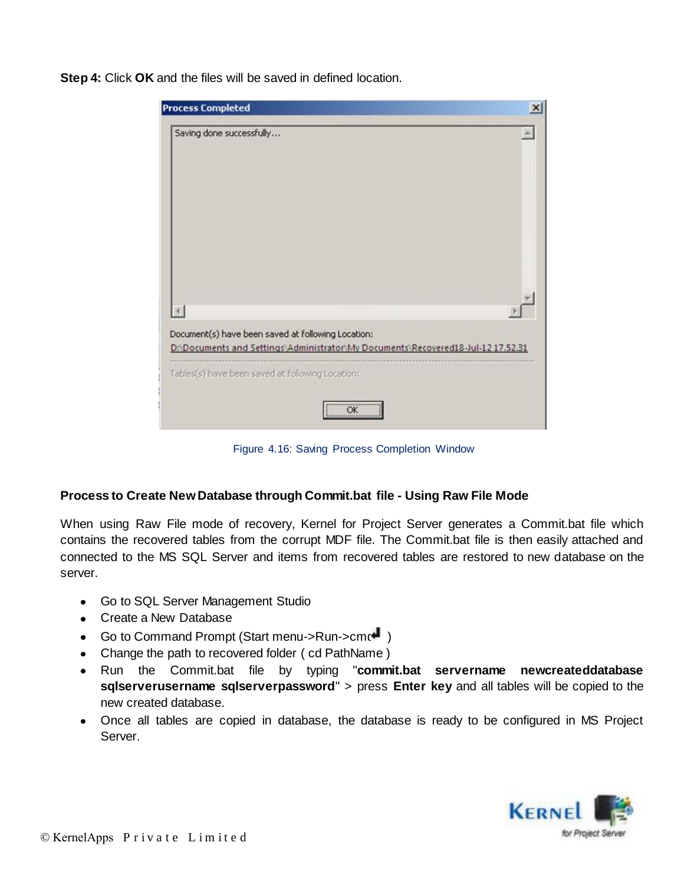**Step 4:** Click **OK** and the files will be saved in defined location.

Figure 4.16: Saving Process Completion Window

**Process to Create New Database through Commit.bat file - Using Raw File Mode**

When using Raw File mode of recovery, Kernel for Project Server generates a Commit.bat file which contains the recovered tables from the corrupt MDF file. The Commit.bat file is then easily attached and connected to the MS SQL Server and items from recovered tables are restored to new database on the server.

- Go to SQL Server Management Studio
- Create a New Database
- Go to Command Prompt (Start menu->Run->cmd )
- Change the path to recovered folder ( cd PathName )
- Run the Commit.bat file by typing "**commit.bat servername newcreateddatabase sqlserverusername sqlserverpassword**" > press **Enter key** and all tables will be copied to the new created database.
- Once all tables are copied in database, the database is ready to be configured in MS Project Server.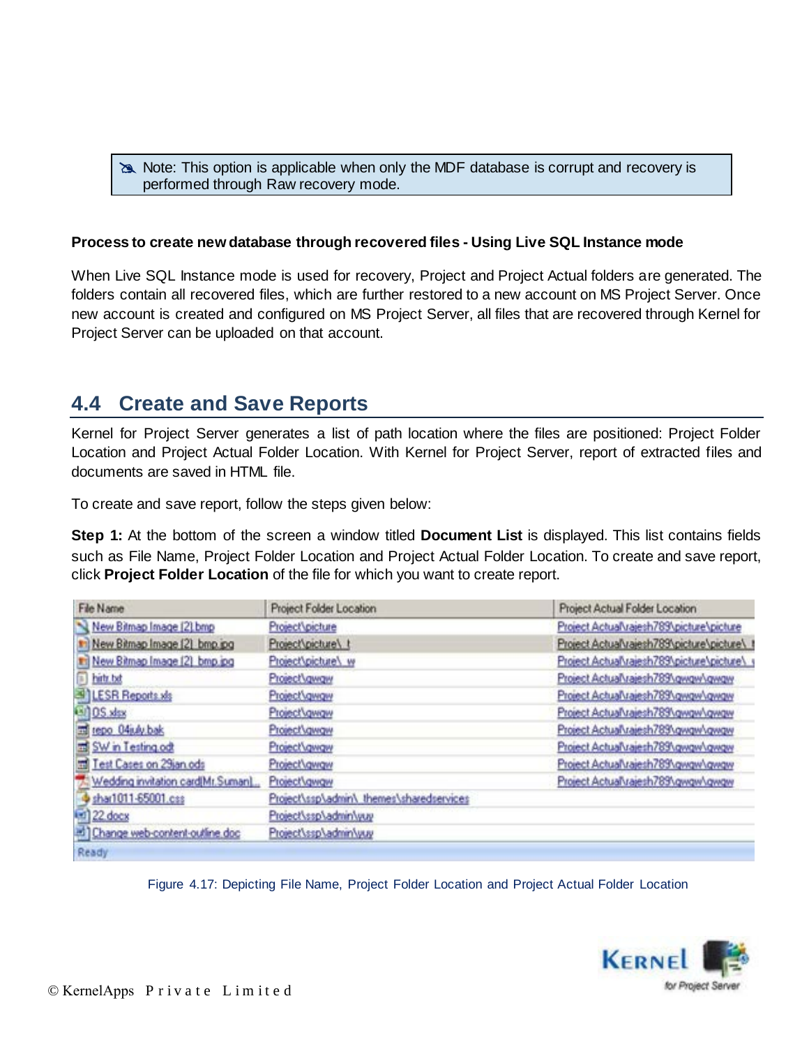> Note: This option is applicable when only the MDF database is corrupt and recovery is performed through Raw recovery mode.

**Process to create new database through recovered files - Using Live SQL Instance mode**

When Live SQL Instance mode is used for recovery, Project and Project Actual folders are generated. The folders contain all recovered files, which are further restored to a new account on MS Project Server. Once new account is created and configured on MS Project Server, all files that are recovered through Kernel for Project Server can be uploaded on that account.

## 4.4 Create and Save Reports

Kernel for Project Server generates a list of path location where the files are positioned: Project Folder Location and Project Actual Folder Location. With Kernel for Project Server, report of extracted files and documents are saved in HTML file.

To create and save report, follow the steps given below:

**Step 1:** At the bottom of the screen a window titled **Document List** is displayed. This list contains fields such as File Name, Project Folder Location and Project Actual Folder Location. To create and save report, click **Project Folder Location** of the file for which you want to create report.

| File Name | Project Folder Location | Project Actual Folder Location |
|---|---|---|
| New Bitmap Image (2).bmp | Project\picture | Project Actual\rajesh789\picture\picture |
| New Bitmap Image (2).bmp.jpg | Project\picture\_t | Project Actual\rajesh789\picture\picture\_t |
| New Bitmap Image (2).bmp.jpg | Project\picture\_w | Project Actual\rajesh789\picture\picture\_w |
| hirty.txt | Project\qwqw | Project Actual\rajesh789\qwqw\qwqw |
| LESR Reports.xls | Project\qwqw | Project Actual\rajesh789\qwqw\qwqw |
| OS.xlsx | Project\qwqw | Project Actual\rajesh789\qwqw\qwqw |
| repo_04july.bak | Project\qwqw | Project Actual\rajesh789\qwqw\qwqw |
| SW in Testing.odt | Project\qwqw | Project Actual\rajesh789\qwqw\qwqw |
| Test Cases on 29jan.ods | Project\qwqw | Project Actual\rajesh789\qwqw\qwqw |
| Wedding invitation card(Mr.Suman)... | Project\qwqw | Project Actual\rajesh789\qwqw\qwqw |
| shar1011-65001.css | Project\ssp\admin\_themes\sharedservices | |
| 22.docx | Project\ssp\admin\yuy | |
| Change web-content-outline.doc | Project\ssp\admin\yuy | |

Ready

Figure 4.17: Depicting File Name, Project Folder Location and Project Actual Folder Location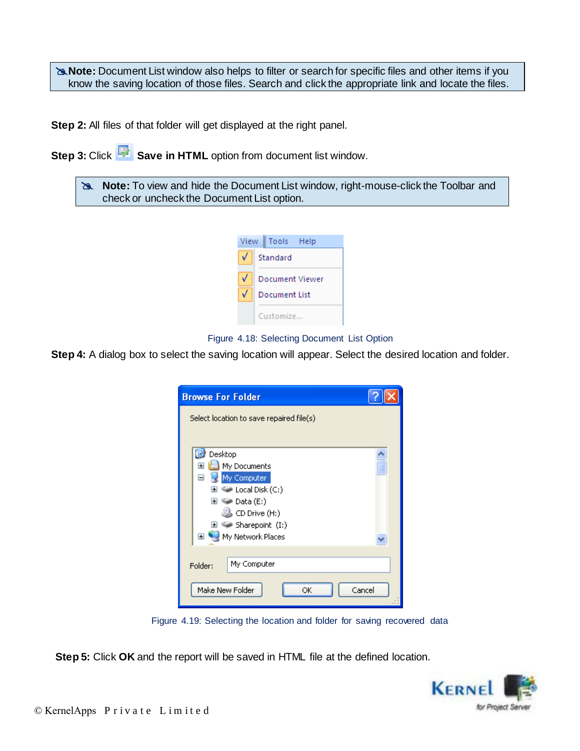**Note:** Document List window also helps to filter or search for specific files and other items if you know the saving location of those files. Search and click the appropriate link and locate the files.

**Step 2:** All files of that folder will get displayed at the right panel.

**Step 3:** Click **Save in HTML** option from document list window.

**Note:** To view and hide the Document List window, right-mouse-click the Toolbar and check or uncheck the Document List option.

Figure 4.18: Selecting Document List Option

**Step 4:** A dialog box to select the saving location will appear. Select the desired location and folder.

Figure 4.19: Selecting the location and folder for saving recovered data

**Step 5:** Click **OK** and the report will be saved in HTML file at the defined location.

© KernelApps Private Limited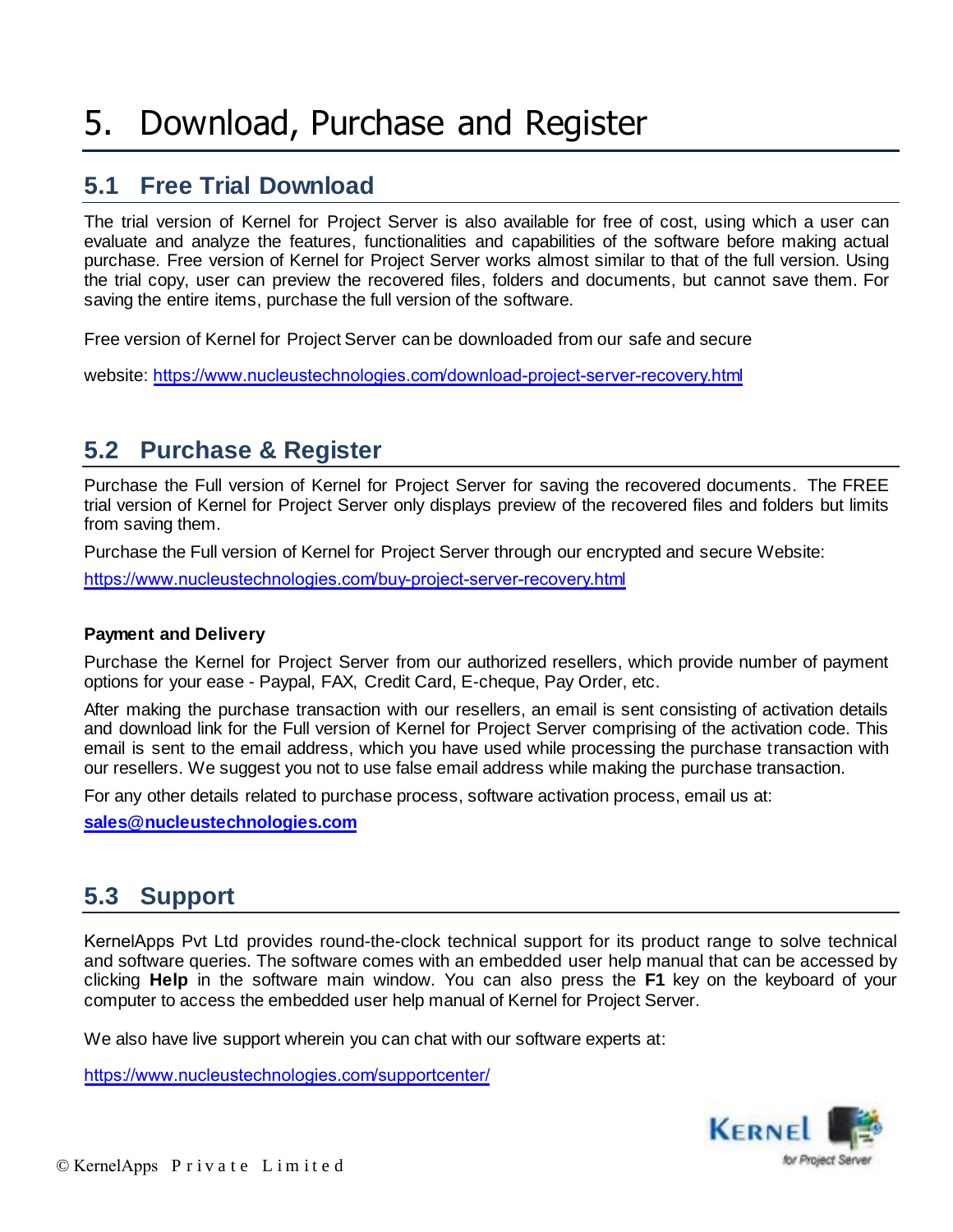# 5. Download, Purchase and Register

## 5.1 Free Trial Download

The trial version of Kernel for Project Server is also available for free of cost, using which a user can evaluate and analyze the features, functionalities and capabilities of the software before making actual purchase. Free version of Kernel for Project Server works almost similar to that of the full version. Using the trial copy, user can preview the recovered files, folders and documents, but cannot save them. For saving the entire items, purchase the full version of the software.

Free version of Kernel for Project Server can be downloaded from our safe and secure

website: https://www.nucleustechnologies.com/download-project-server-recovery.html

## 5.2 Purchase & Register

Purchase the Full version of Kernel for Project Server for saving the recovered documents. The FREE trial version of Kernel for Project Server only displays preview of the recovered files and folders but limits from saving them.

Purchase the Full version of Kernel for Project Server through our encrypted and secure Website:

https://www.nucleustechnologies.com/buy-project-server-recovery.html

**Payment and Delivery**

Purchase the Kernel for Project Server from our authorized resellers, which provide number of payment options for your ease - Paypal, FAX, Credit Card, E-cheque, Pay Order, etc.

After making the purchase transaction with our resellers, an email is sent consisting of activation details and download link for the Full version of Kernel for Project Server comprising of the activation code. This email is sent to the email address, which you have used while processing the purchase transaction with our resellers. We suggest you not to use false email address while making the purchase transaction.

For any other details related to purchase process, software activation process, email us at:

**sales@nucleustechnologies.com**

## 5.3 Support

KernelApps Pvt Ltd provides round-the-clock technical support for its product range to solve technical and software queries. The software comes with an embedded user help manual that can be accessed by clicking **Help** in the software main window. You can also press the **F1** key on the keyboard of your computer to access the embedded user help manual of Kernel for Project Server.

We also have live support wherein you can chat with our software experts at:

https://www.nucleustechnologies.com/supportcenter/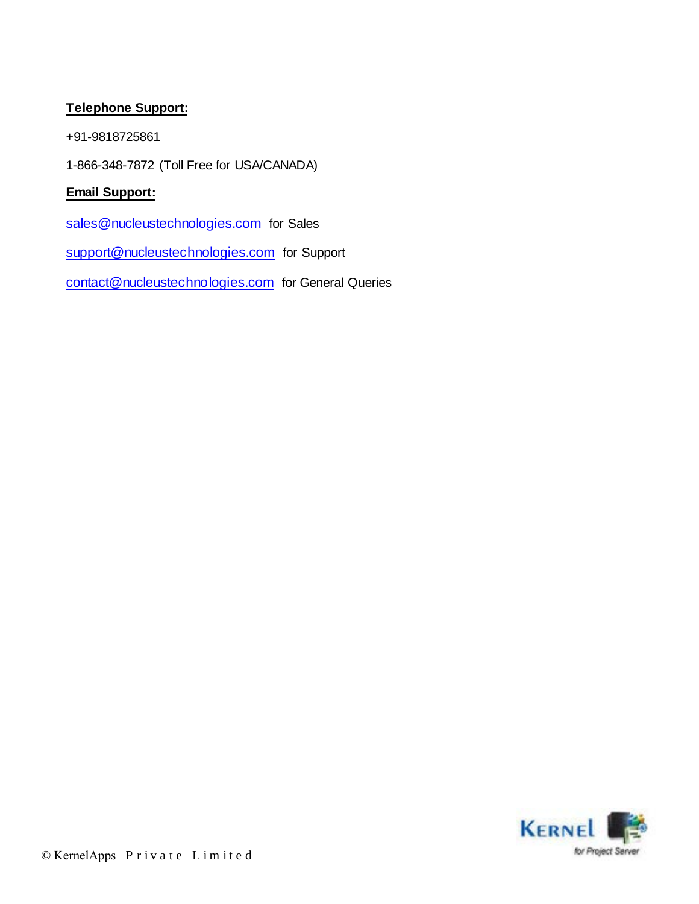**Telephone Support:**

+91-9818725861

1-866-348-7872 (Toll Free for USA/CANADA)

**Email Support:**

sales@nucleustechnologies.com for Sales

support@nucleustechnologies.com for Support

contact@nucleustechnologies.com for General Queries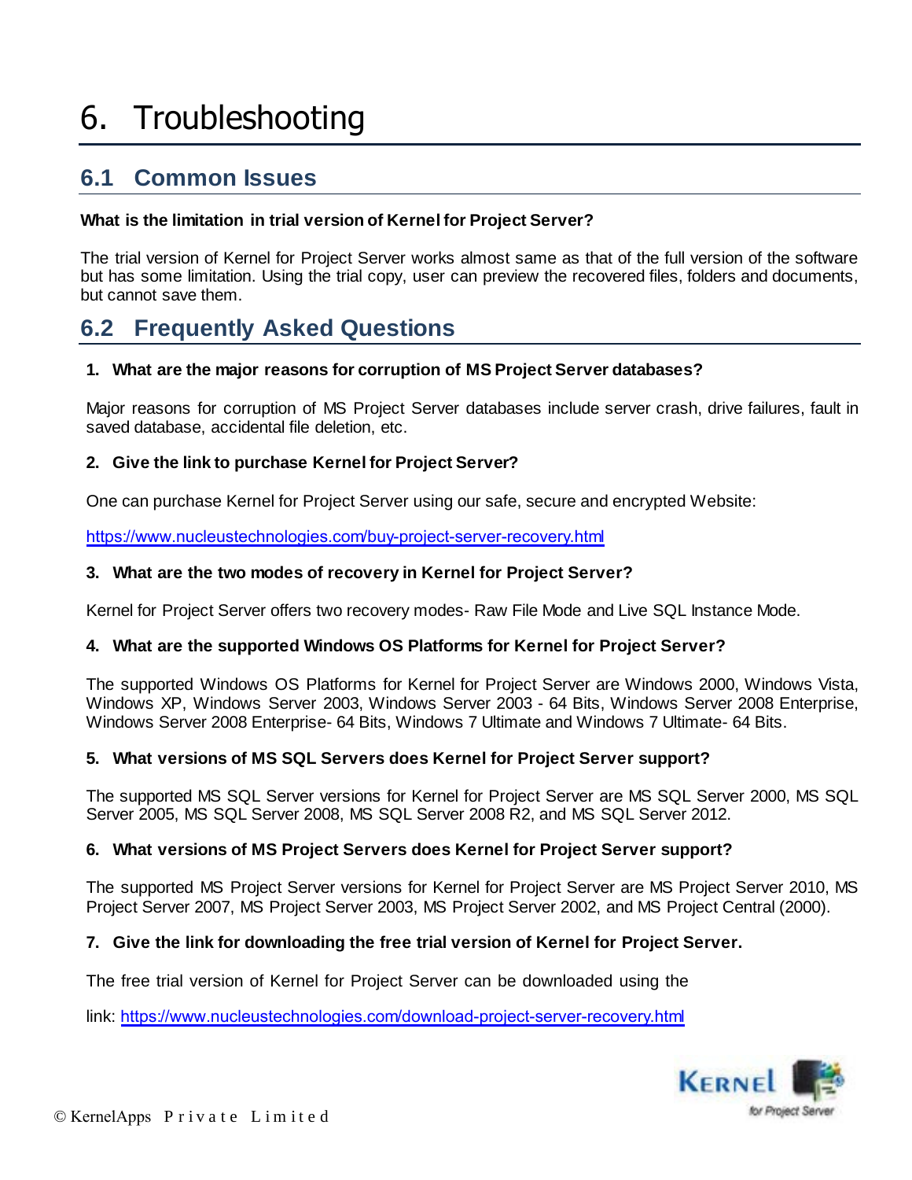# 6. Troubleshooting

## 6.1 Common Issues

**What is the limitation in trial version of Kernel for Project Server?**

The trial version of Kernel for Project Server works almost same as that of the full version of the software but has some limitation. Using the trial copy, user can preview the recovered files, folders and documents, but cannot save them.

## 6.2 Frequently Asked Questions

1. **What are the major reasons for corruption of MS Project Server databases?**

   Major reasons for corruption of MS Project Server databases include server crash, drive failures, fault in saved database, accidental file deletion, etc.

2. **Give the link to purchase Kernel for Project Server?**

   One can purchase Kernel for Project Server using our safe, secure and encrypted Website:

   https://www.nucleustechnologies.com/buy-project-server-recovery.html

3. **What are the two modes of recovery in Kernel for Project Server?**

   Kernel for Project Server offers two recovery modes- Raw File Mode and Live SQL Instance Mode.

4. **What are the supported Windows OS Platforms for Kernel for Project Server?**

   The supported Windows OS Platforms for Kernel for Project Server are Windows 2000, Windows Vista, Windows XP, Windows Server 2003, Windows Server 2003 - 64 Bits, Windows Server 2008 Enterprise, Windows Server 2008 Enterprise- 64 Bits, Windows 7 Ultimate and Windows 7 Ultimate- 64 Bits.

5. **What versions of MS SQL Servers does Kernel for Project Server support?**

   The supported MS SQL Server versions for Kernel for Project Server are MS SQL Server 2000, MS SQL Server 2005, MS SQL Server 2008, MS SQL Server 2008 R2, and MS SQL Server 2012.

6. **What versions of MS Project Servers does Kernel for Project Server support?**

   The supported MS Project Server versions for Kernel for Project Server are MS Project Server 2010, MS Project Server 2007, MS Project Server 2003, MS Project Server 2002, and MS Project Central (2000).

7. **Give the link for downloading the free trial version of Kernel for Project Server.**

   The free trial version of Kernel for Project Server can be downloaded using the

   link: https://www.nucleustechnologies.com/download-project-server-recovery.html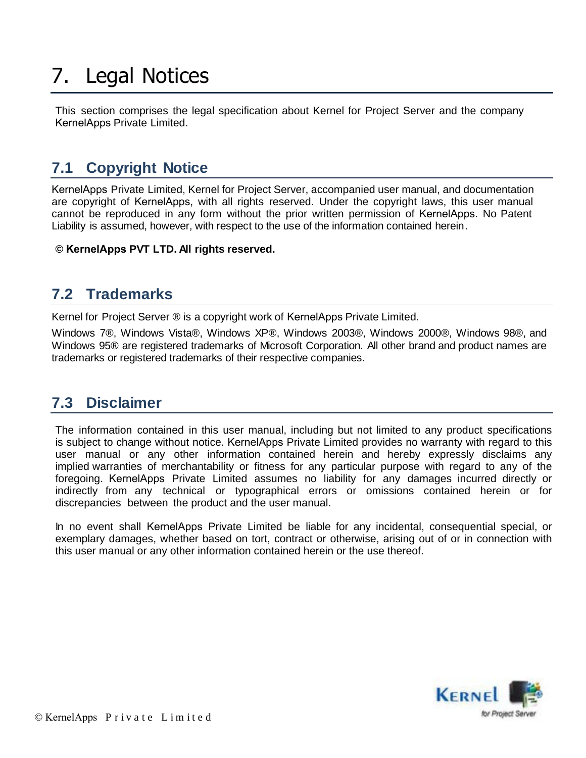# 7. Legal Notices

This section comprises the legal specification about Kernel for Project Server and the company KernelApps Private Limited.

## 7.1 Copyright Notice

KernelApps Private Limited, Kernel for Project Server, accompanied user manual, and documentation are copyright of KernelApps, with all rights reserved. Under the copyright laws, this user manual cannot be reproduced in any form without the prior written permission of KernelApps. No Patent Liability is assumed, however, with respect to the use of the information contained herein.

**© KernelApps PVT LTD. All rights reserved.**

## 7.2 Trademarks

Kernel for Project Server ® is a copyright work of KernelApps Private Limited.

Windows 7®, Windows Vista®, Windows XP®, Windows 2003®, Windows 2000®, Windows 98®, and Windows 95® are registered trademarks of Microsoft Corporation. All other brand and product names are trademarks or registered trademarks of their respective companies.

## 7.3 Disclaimer

The information contained in this user manual, including but not limited to any product specifications is subject to change without notice. KernelApps Private Limited provides no warranty with regard to this user manual or any other information contained herein and hereby expressly disclaims any implied warranties of merchantability or fitness for any particular purpose with regard to any of the foregoing. KernelApps Private Limited assumes no liability for any damages incurred directly or indirectly from any technical or typographical errors or omissions contained herein or for discrepancies between the product and the user manual.

In no event shall KernelApps Private Limited be liable for any incidental, consequential special, or exemplary damages, whether based on tort, contract or otherwise, arising out of or in connection with this user manual or any other information contained herein or the use thereof.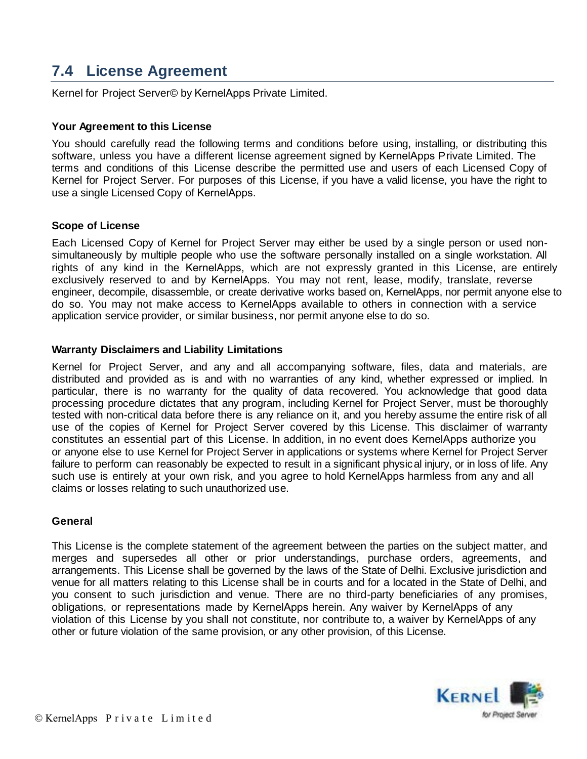## 7.4 License Agreement

Kernel for Project Server© by KernelApps Private Limited.

**Your Agreement to this License**

You should carefully read the following terms and conditions before using, installing, or distributing this software, unless you have a different license agreement signed by KernelApps Private Limited. The terms and conditions of this License describe the permitted use and users of each Licensed Copy of Kernel for Project Server. For purposes of this License, if you have a valid license, you have the right to use a single Licensed Copy of KernelApps.

**Scope of License**

Each Licensed Copy of Kernel for Project Server may either be used by a single person or used non-simultaneously by multiple people who use the software personally installed on a single workstation. All rights of any kind in the KernelApps, which are not expressly granted in this License, are entirely exclusively reserved to and by KernelApps. You may not rent, lease, modify, translate, reverse engineer, decompile, disassemble, or create derivative works based on, KernelApps, nor permit anyone else to do so. You may not make access to KernelApps available to others in connection with a service application service provider, or similar business, nor permit anyone else to do so.

**Warranty Disclaimers and Liability Limitations**

Kernel for Project Server, and any and all accompanying software, files, data and materials, are distributed and provided as is and with no warranties of any kind, whether expressed or implied. In particular, there is no warranty for the quality of data recovered. You acknowledge that good data processing procedure dictates that any program, including Kernel for Project Server, must be thoroughly tested with non-critical data before there is any reliance on it, and you hereby assume the entire risk of all use of the copies of Kernel for Project Server covered by this License. This disclaimer of warranty constitutes an essential part of this License. In addition, in no event does KernelApps authorize you or anyone else to use Kernel for Project Server in applications or systems where Kernel for Project Server failure to perform can reasonably be expected to result in a significant physical injury, or in loss of life. Any such use is entirely at your own risk, and you agree to hold KernelApps harmless from any and all claims or losses relating to such unauthorized use.

**General**

This License is the complete statement of the agreement between the parties on the subject matter, and merges and supersedes all other or prior understandings, purchase orders, agreements, and arrangements. This License shall be governed by the laws of the State of Delhi. Exclusive jurisdiction and venue for all matters relating to this License shall be in courts and for a located in the State of Delhi, and you consent to such jurisdiction and venue. There are no third-party beneficiaries of any promises, obligations, or representations made by KernelApps herein. Any waiver by KernelApps of any violation of this License by you shall not constitute, nor contribute to, a waiver by KernelApps of any other or future violation of the same provision, or any other provision, of this License.